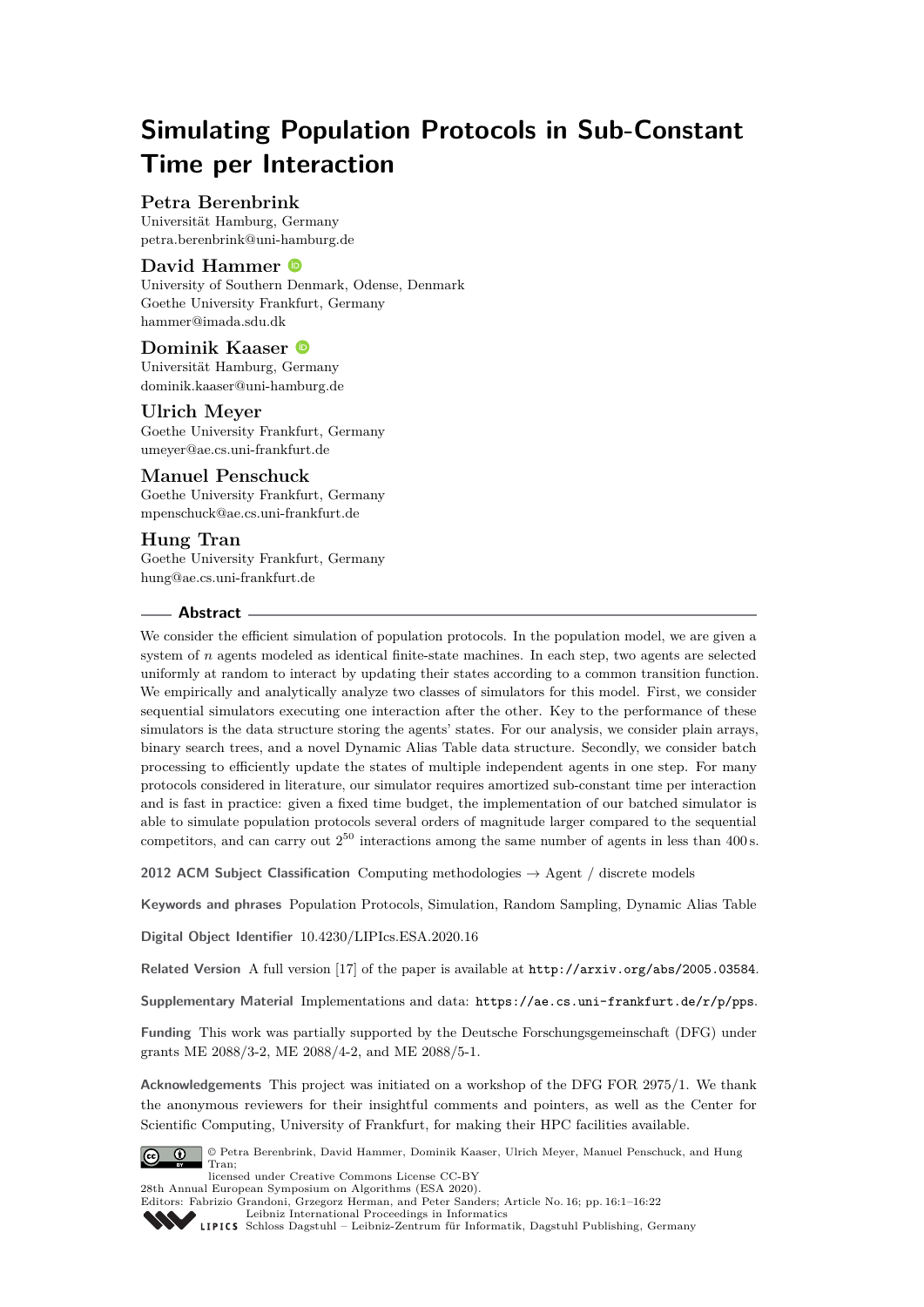# Simulating Population Protocols in Sub-Constant Time per Interaction

**Petra Berenbrink**
Universität Hamburg, Germany
petra.berenbrink@uni-hamburg.de

**David Hammer**
University of Southern Denmark, Odense, Denmark
Goethe University Frankfurt, Germany
hammer@imada.sdu.dk

**Dominik Kaaser**
Universität Hamburg, Germany
dominik.kaaser@uni-hamburg.de

**Ulrich Meyer**
Goethe University Frankfurt, Germany
umeyer@ae.cs.uni-frankfurt.de

**Manuel Penschuck**
Goethe University Frankfurt, Germany
mpenschuck@ae.cs.uni-frankfurt.de

**Hung Tran**
Goethe University Frankfurt, Germany
hung@ae.cs.uni-frankfurt.de

## Abstract

We consider the efficient simulation of population protocols. In the population model, we are given a system of $n$ agents modeled as identical finite-state machines. In each step, two agents are selected uniformly at random to interact by updating their states according to a common transition function. We empirically and analytically analyze two classes of simulators for this model. First, we consider sequential simulators executing one interaction after the other. Key to the performance of these simulators is the data structure storing the agents' states. For our analysis, we consider plain arrays, binary search trees, and a novel Dynamic Alias Table data structure. Secondly, we consider batch processing to efficiently update the states of multiple independent agents in one step. For many protocols considered in literature, our simulator requires amortized sub-constant time per interaction and is fast in practice: given a fixed time budget, the implementation of our batched simulator is able to simulate population protocols several orders of magnitude larger compared to the sequential competitors, and can carry out $2^{50}$ interactions among the same number of agents in less than 400 s.

**2012 ACM Subject Classification** Computing methodologies → Agent / discrete models

**Keywords and phrases** Population Protocols, Simulation, Random Sampling, Dynamic Alias Table

**Digital Object Identifier** 10.4230/LIPIcs.ESA.2020.16

**Related Version** A full version [17] of the paper is available at http://arxiv.org/abs/2005.03584.

**Supplementary Material** Implementations and data: https://ae.cs.uni-frankfurt.de/r/p/pps.

**Funding** This work was partially supported by the Deutsche Forschungsgemeinschaft (DFG) under grants ME 2088/3-2, ME 2088/4-2, and ME 2088/5-1.

**Acknowledgements** This project was initiated on a workshop of the DFG FOR 2975/1. We thank the anonymous reviewers for their insightful comments and pointers, as well as the Center for Scientific Computing, University of Frankfurt, for making their HPC facilities available.

© Petra Berenbrink, David Hammer, Dominik Kaaser, Ulrich Meyer, Manuel Penschuck, and Hung Tran;
licensed under Creative Commons License CC-BY
28th Annual European Symposium on Algorithms (ESA 2020).
Editors: Fabrizio Grandoni, Grzegorz Herman, and Peter Sanders; Article No. 16; pp. 16:1–16:22
Leibniz International Proceedings in Informatics
Schloss Dagstuhl – Leibniz-Zentrum für Informatik, Dagstuhl Publishing, Germany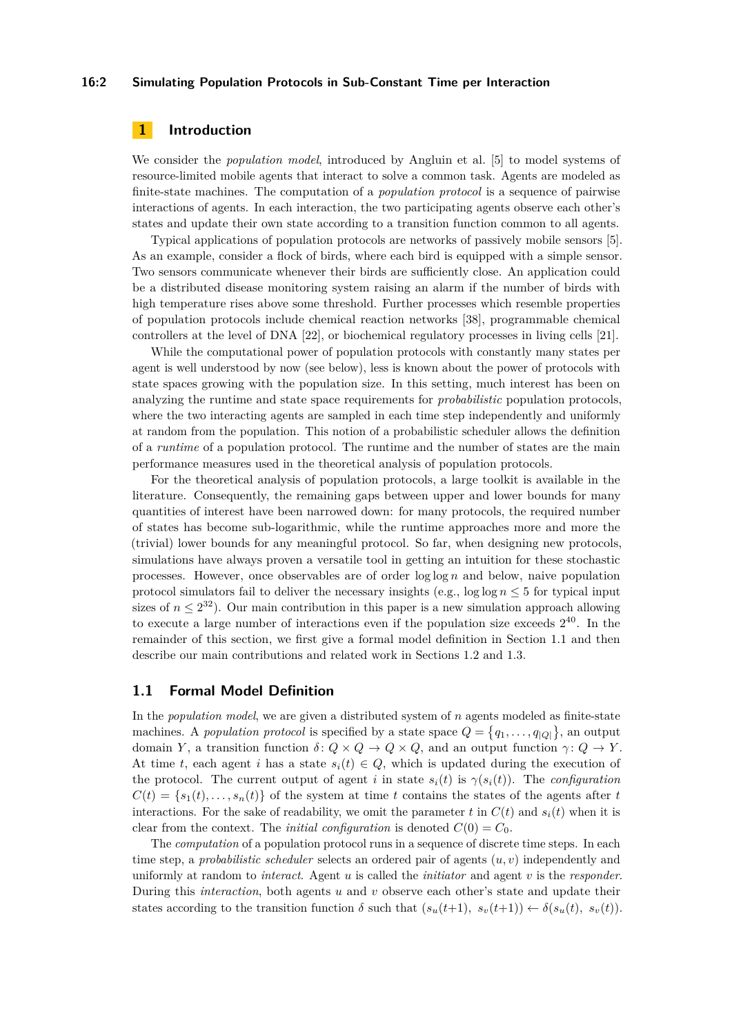## 1 Introduction

We consider the *population model*, introduced by Angluin et al. [5] to model systems of resource-limited mobile agents that interact to solve a common task. Agents are modeled as finite-state machines. The computation of a *population protocol* is a sequence of pairwise interactions of agents. In each interaction, the two participating agents observe each other's states and update their own state according to a transition function common to all agents.

Typical applications of population protocols are networks of passively mobile sensors [5]. As an example, consider a flock of birds, where each bird is equipped with a simple sensor. Two sensors communicate whenever their birds are sufficiently close. An application could be a distributed disease monitoring system raising an alarm if the number of birds with high temperature rises above some threshold. Further processes which resemble properties of population protocols include chemical reaction networks [38], programmable chemical controllers at the level of DNA [22], or biochemical regulatory processes in living cells [21].

While the computational power of population protocols with constantly many states per agent is well understood by now (see below), less is known about the power of protocols with state spaces growing with the population size. In this setting, much interest has been on analyzing the runtime and state space requirements for *probabilistic* population protocols, where the two interacting agents are sampled in each time step independently and uniformly at random from the population. This notion of a probabilistic scheduler allows the definition of a *runtime* of a population protocol. The runtime and the number of states are the main performance measures used in the theoretical analysis of population protocols.

For the theoretical analysis of population protocols, a large toolkit is available in the literature. Consequently, the remaining gaps between upper and lower bounds for many quantities of interest have been narrowed down: for many protocols, the required number of states has become sub-logarithmic, while the runtime approaches more and more the (trivial) lower bounds for any meaningful protocol. So far, when designing new protocols, simulations have always proven a versatile tool in getting an intuition for these stochastic processes. However, once observables are of order $\log \log n$ and below, naive population protocol simulators fail to deliver the necessary insights (e.g., $\log \log n \leq 5$ for typical input sizes of $n \leq 2^{32}$). Our main contribution in this paper is a new simulation approach allowing to execute a large number of interactions even if the population size exceeds $2^{40}$. In the remainder of this section, we first give a formal model definition in Section 1.1 and then describe our main contributions and related work in Sections 1.2 and 1.3.

### 1.1 Formal Model Definition

In the *population model*, we are given a distributed system of $n$ agents modeled as finite-state machines. A *population protocol* is specified by a state space $Q = \{q_1, \ldots, q_{|Q|}\}$, an output domain $Y$, a transition function $\delta \colon Q \times Q \to Q \times Q$, and an output function $\gamma \colon Q \to Y$. At time $t$, each agent $i$ has a state $s_i(t) \in Q$, which is updated during the execution of the protocol. The current output of agent $i$ in state $s_i(t)$ is $\gamma(s_i(t))$. The *configuration* $C(t) = \{s_1(t), \ldots, s_n(t)\}$ of the system at time $t$ contains the states of the agents after $t$ interactions. For the sake of readability, we omit the parameter $t$ in $C(t)$ and $s_i(t)$ when it is clear from the context. The *initial configuration* is denoted $C(0) = C_0$.

The *computation* of a population protocol runs in a sequence of discrete time steps. In each time step, a *probabilistic scheduler* selects an ordered pair of agents $(u, v)$ independently and uniformly at random to *interact*. Agent $u$ is called the *initiator* and agent $v$ is the *responder*. During this *interaction*, both agents $u$ and $v$ observe each other's state and update their states according to the transition function $\delta$ such that $(s_u(t+1),\ s_v(t+1)) \leftarrow \delta(s_u(t),\ s_v(t))$.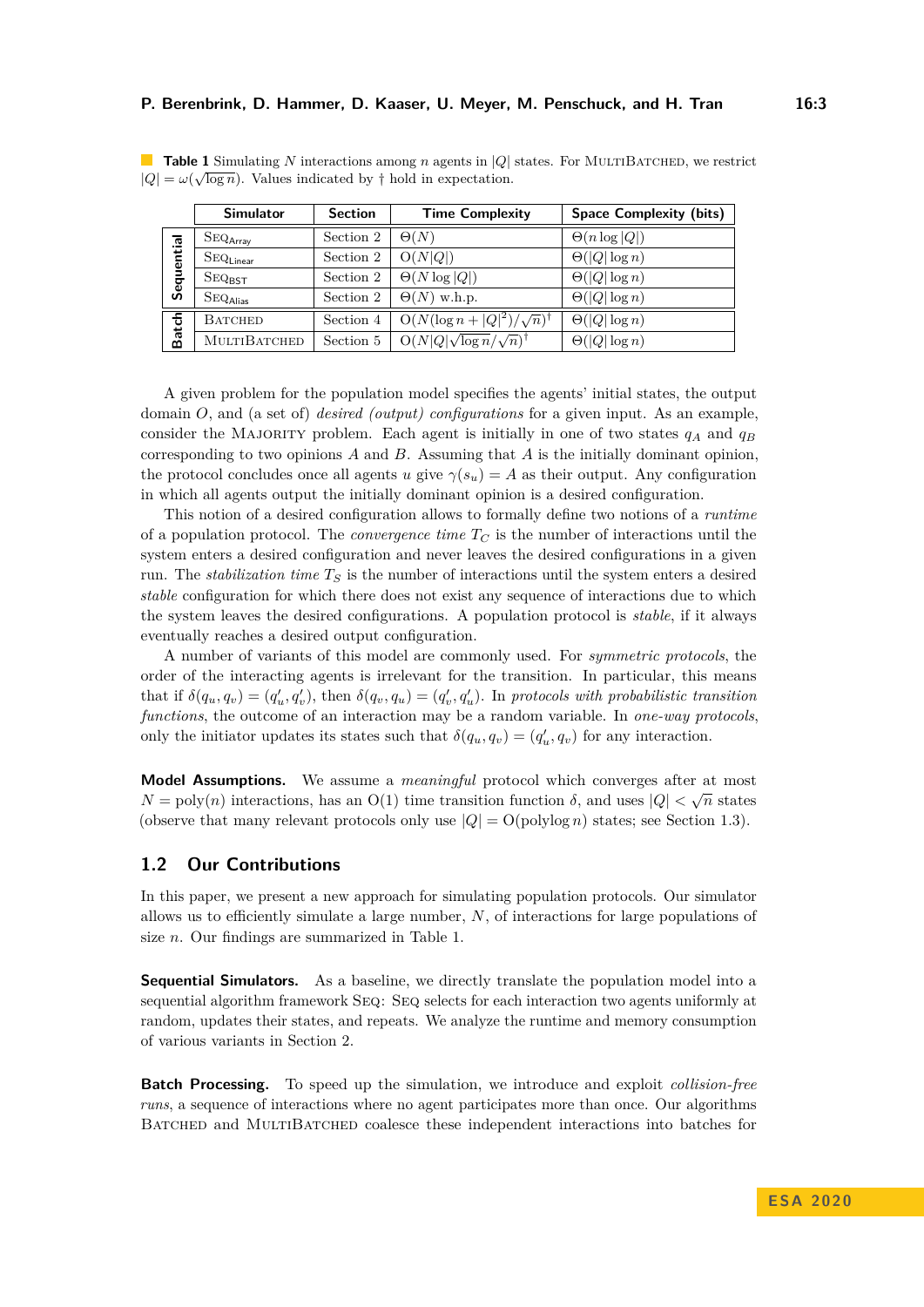**Table 1** Simulating $N$ interactions among $n$ agents in $|Q|$ states. For MultiBatched, we restrict $|Q| = \omega(\sqrt{\log n})$. Values indicated by † hold in expectation.

| | Simulator | Section | Time Complexity | Space Complexity (bits) |
|---|---|---|---|---|
| Sequential | $\text{Seq}_{\text{Array}}$ | Section 2 | $\Theta(N)$ | $\Theta(n \log \lvert Q\rvert)$ |
| | $\text{Seq}_{\text{Linear}}$ | Section 2 | $\text{O}(N\lvert Q\rvert)$ | $\Theta(\lvert Q\rvert \log n)$ |
| | $\text{Seq}_{\text{BST}}$ | Section 2 | $\Theta(N \log \lvert Q\rvert)$ | $\Theta(\lvert Q\rvert \log n)$ |
| | $\text{Seq}_{\text{Alias}}$ | Section 2 | $\Theta(N)$ w.h.p. | $\Theta(\lvert Q\rvert \log n)$ |
| Batch | Batched | Section 4 | $\text{O}(N(\log n + \lvert Q\rvert^2)/\sqrt{n})^\dagger$ | $\Theta(\lvert Q\rvert \log n)$ |
| | MultiBatched | Section 5 | $\text{O}(N\lvert Q\rvert\sqrt{\log n}/\sqrt{n})^\dagger$ | $\Theta(\lvert Q\rvert \log n)$ |

A given problem for the population model specifies the agents' initial states, the output domain $O$, and (a set of) *desired (output) configurations* for a given input. As an example, consider the Majority problem. Each agent is initially in one of two states $q_A$ and $q_B$ corresponding to two opinions $A$ and $B$. Assuming that $A$ is the initially dominant opinion, the protocol concludes once all agents $u$ give $\gamma(s_u) = A$ as their output. Any configuration in which all agents output the initially dominant opinion is a desired configuration.

This notion of a desired configuration allows to formally define two notions of a *runtime* of a population protocol. The *convergence time* $T_C$ is the number of interactions until the system enters a desired configuration and never leaves the desired configurations in a given run. The *stabilization time* $T_S$ is the number of interactions until the system enters a desired *stable* configuration for which there does not exist any sequence of interactions due to which the system leaves the desired configurations. A population protocol is *stable*, if it always eventually reaches a desired output configuration.

A number of variants of this model are commonly used. For *symmetric protocols*, the order of the interacting agents is irrelevant for the transition. In particular, this means that if $\delta(q_u, q_v) = (q'_u, q'_v)$, then $\delta(q_v, q_u) = (q'_v, q'_u)$. In *protocols with probabilistic transition functions*, the outcome of an interaction may be a random variable. In *one-way protocols*, only the initiator updates its states such that $\delta(q_u, q_v) = (q'_u, q_v)$ for any interaction.

**Model Assumptions.** We assume a *meaningful* protocol which converges after at most $N = \text{poly}(n)$ interactions, has an $\text{O}(1)$ time transition function $\delta$, and uses $|Q| < \sqrt{n}$ states (observe that many relevant protocols only use $|Q| = \text{O}(\text{polylog}\, n)$ states; see Section 1.3).

## 1.2 Our Contributions

In this paper, we present a new approach for simulating population protocols. Our simulator allows us to efficiently simulate a large number, $N$, of interactions for large populations of size $n$. Our findings are summarized in Table 1.

**Sequential Simulators.** As a baseline, we directly translate the population model into a sequential algorithm framework Seq: Seq selects for each interaction two agents uniformly at random, updates their states, and repeats. We analyze the runtime and memory consumption of various variants in Section 2.

**Batch Processing.** To speed up the simulation, we introduce and exploit *collision-free runs*, a sequence of interactions where no agent participates more than once. Our algorithms Batched and MultiBatched coalesce these independent interactions into batches for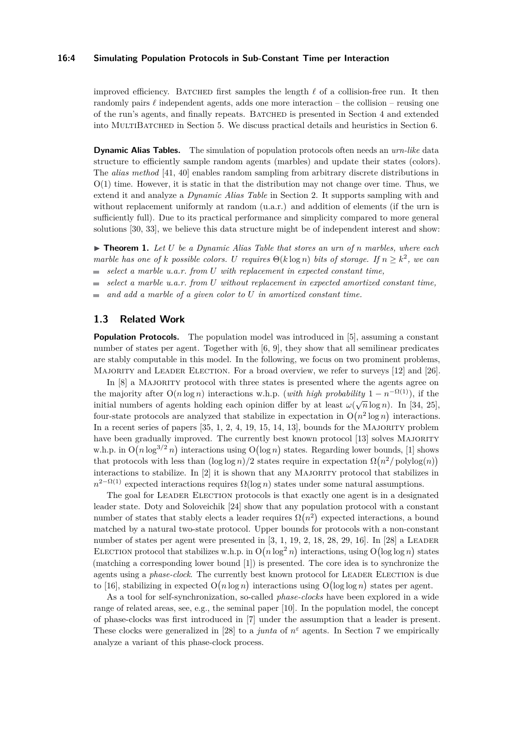improved efficiency. Batched first samples the length $\ell$ of a collision-free run. It then randomly pairs $\ell$ independent agents, adds one more interaction – the collision – reusing one of the run's agents, and finally repeats. Batched is presented in Section 4 and extended into MultiBatched in Section 5. We discuss practical details and heuristics in Section 6.

**Dynamic Alias Tables.** The simulation of population protocols often needs an *urn-like* data structure to efficiently sample random agents (marbles) and update their states (colors). The *alias method* [41, 40] enables random sampling from arbitrary discrete distributions in $O(1)$ time. However, it is static in that the distribution may not change over time. Thus, we extend it and analyze a *Dynamic Alias Table* in Section 2. It supports sampling with and without replacement uniformly at random (u.a.r.) and addition of elements (if the urn is sufficiently full). Due to its practical performance and simplicity compared to more general solutions [30, 33], we believe this data structure might be of independent interest and show:

▶ **Theorem 1.** *Let $U$ be a Dynamic Alias Table that stores an urn of $n$ marbles, where each marble has one of $k$ possible colors. $U$ requires $\Theta(k \log n)$ bits of storage. If $n \geq k^2$, we can*

- *select a marble u.a.r. from $U$ with replacement in expected constant time,*
- *select a marble u.a.r. from $U$ without replacement in expected amortized constant time,*
- *and add a marble of a given color to $U$ in amortized constant time.*

## 1.3 Related Work

**Population Protocols.** The population model was introduced in [5], assuming a constant number of states per agent. Together with [6, 9], they show that all semilinear predicates are stably computable in this model. In the following, we focus on two prominent problems, Majority and Leader Election. For a broad overview, we refer to surveys [12] and [26].

In [8] a Majority protocol with three states is presented where the agents agree on the majority after $O(n \log n)$ interactions w.h.p. (*with high probability* $1 - n^{-\Omega(1)}$), if the initial numbers of agents holding each opinion differ by at least $\omega(\sqrt{n} \log n)$. In [34, 25], four-state protocols are analyzed that stabilize in expectation in $O(n^2 \log n)$ interactions. In a recent series of papers [35, 1, 2, 4, 19, 15, 14, 13], bounds for the Majority problem have been gradually improved. The currently best known protocol [13] solves Majority w.h.p. in $O(n \log^{3/2} n)$ interactions using $O(\log n)$ states. Regarding lower bounds, [1] shows that protocols with less than $(\log \log n)/2$ states require in expectation $\Omega(n^2 / \operatorname{polylog}(n))$ interactions to stabilize. In [2] it is shown that any Majority protocol that stabilizes in $n^{2-\Omega(1)}$ expected interactions requires $\Omega(\log n)$ states under some natural assumptions.

The goal for Leader Election protocols is that exactly one agent is in a designated leader state. Doty and Soloveichik [24] show that any population protocol with a constant number of states that stably elects a leader requires $\Omega(n^2)$ expected interactions, a bound matched by a natural two-state protocol. Upper bounds for protocols with a non-constant number of states per agent were presented in [3, 1, 19, 2, 18, 28, 29, 16]. In [28] a Leader Election protocol that stabilizes w.h.p. in $O(n \log^2 n)$ interactions, using $O(\log \log n)$ states (matching a corresponding lower bound [1]) is presented. The core idea is to synchronize the agents using a *phase-clock*. The currently best known protocol for Leader Election is due to [16], stabilizing in expected $O(n \log n)$ interactions using $O(\log \log n)$ states per agent.

As a tool for self-synchronization, so-called *phase-clocks* have been explored in a wide range of related areas, see, e.g., the seminal paper [10]. In the population model, the concept of phase-clocks was first introduced in [7] under the assumption that a leader is present. These clocks were generalized in [28] to a *junta* of $n^\varepsilon$ agents. In Section 7 we empirically analyze a variant of this phase-clock process.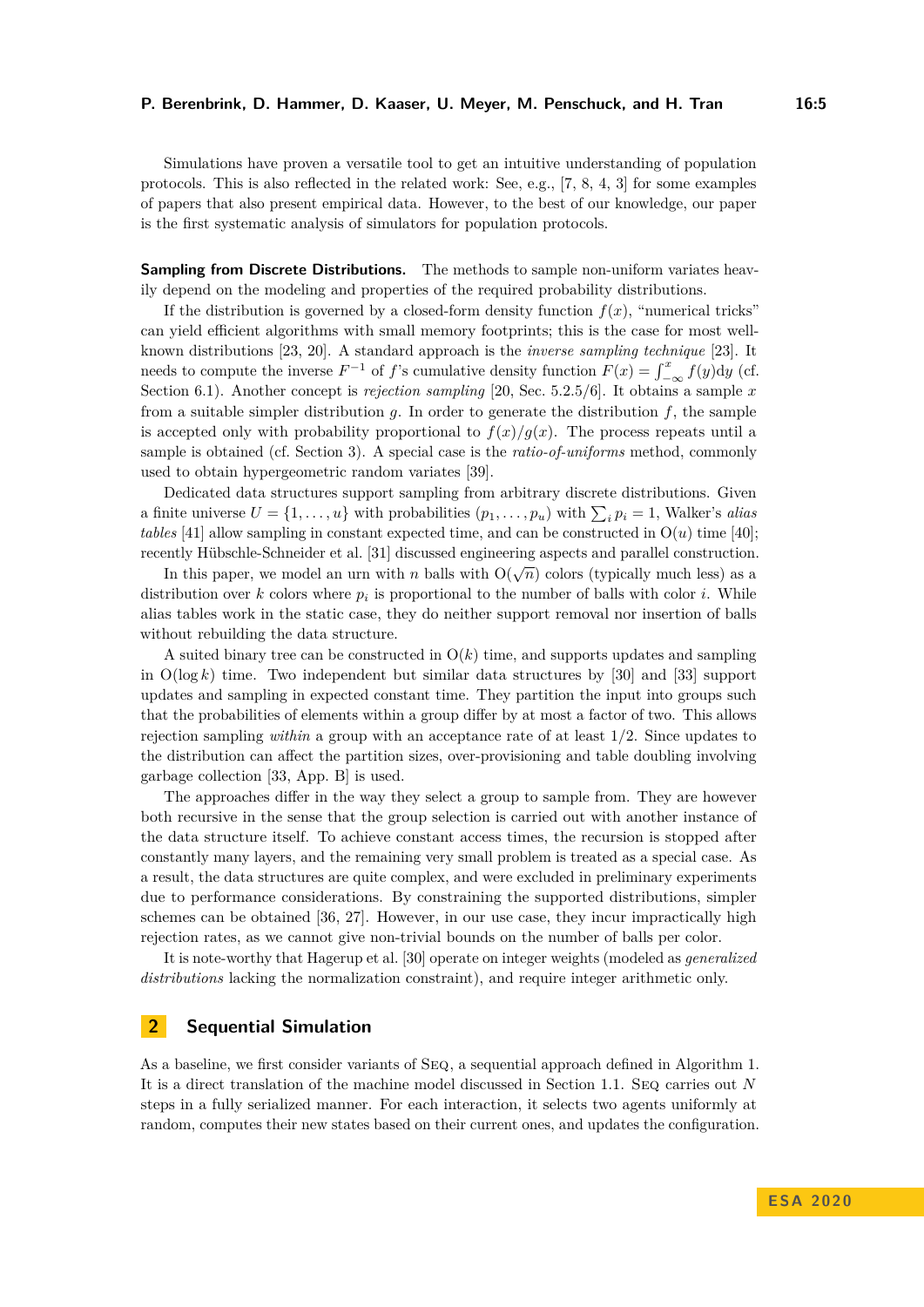Simulations have proven a versatile tool to get an intuitive understanding of population protocols. This is also reflected in the related work: See, e.g., [7, 8, 4, 3] for some examples of papers that also present empirical data. However, to the best of our knowledge, our paper is the first systematic analysis of simulators for population protocols.

**Sampling from Discrete Distributions.** The methods to sample non-uniform variates heavily depend on the modeling and properties of the required probability distributions.

If the distribution is governed by a closed-form density function $f(x)$, "numerical tricks" can yield efficient algorithms with small memory footprints; this is the case for most well-known distributions [23, 20]. A standard approach is the *inverse sampling technique* [23]. It needs to compute the inverse $F^{-1}$ of $f$'s cumulative density function $F(x) = \int_{-\infty}^{x} f(y)\mathrm{d}y$ (cf. Section 6.1). Another concept is *rejection sampling* [20, Sec. 5.2.5/6]. It obtains a sample $x$ from a suitable simpler distribution $g$. In order to generate the distribution $f$, the sample is accepted only with probability proportional to $f(x)/g(x)$. The process repeats until a sample is obtained (cf. Section 3). A special case is the *ratio-of-uniforms* method, commonly used to obtain hypergeometric random variates [39].

Dedicated data structures support sampling from arbitrary discrete distributions. Given a finite universe $U = \{1, \ldots, u\}$ with probabilities $(p_1, \ldots, p_u)$ with $\sum_i p_i = 1$, Walker's *alias tables* [41] allow sampling in constant expected time, and can be constructed in $\mathrm{O}(u)$ time [40]; recently Hübschle-Schneider et al. [31] discussed engineering aspects and parallel construction.

In this paper, we model an urn with $n$ balls with $\mathrm{O}(\sqrt{n})$ colors (typically much less) as a distribution over $k$ colors where $p_i$ is proportional to the number of balls with color $i$. While alias tables work in the static case, they do neither support removal nor insertion of balls without rebuilding the data structure.

A suited binary tree can be constructed in $\mathrm{O}(k)$ time, and supports updates and sampling in $\mathrm{O}(\log k)$ time. Two independent but similar data structures by [30] and [33] support updates and sampling in expected constant time. They partition the input into groups such that the probabilities of elements within a group differ by at most a factor of two. This allows rejection sampling *within* a group with an acceptance rate of at least $1/2$. Since updates to the distribution can affect the partition sizes, over-provisioning and table doubling involving garbage collection [33, App. B] is used.

The approaches differ in the way they select a group to sample from. They are however both recursive in the sense that the group selection is carried out with another instance of the data structure itself. To achieve constant access times, the recursion is stopped after constantly many layers, and the remaining very small problem is treated as a special case. As a result, the data structures are quite complex, and were excluded in preliminary experiments due to performance considerations. By constraining the supported distributions, simpler schemes can be obtained [36, 27]. However, in our use case, they incur impractically high rejection rates, as we cannot give non-trivial bounds on the number of balls per color.

It is note-worthy that Hagerup et al. [30] operate on integer weights (modeled as *generalized distributions* lacking the normalization constraint), and require integer arithmetic only.

## 2 Sequential Simulation

As a baseline, we first consider variants of Seq, a sequential approach defined in Algorithm 1. It is a direct translation of the machine model discussed in Section 1.1. Seq carries out $N$ steps in a fully serialized manner. For each interaction, it selects two agents uniformly at random, computes their new states based on their current ones, and updates the configuration.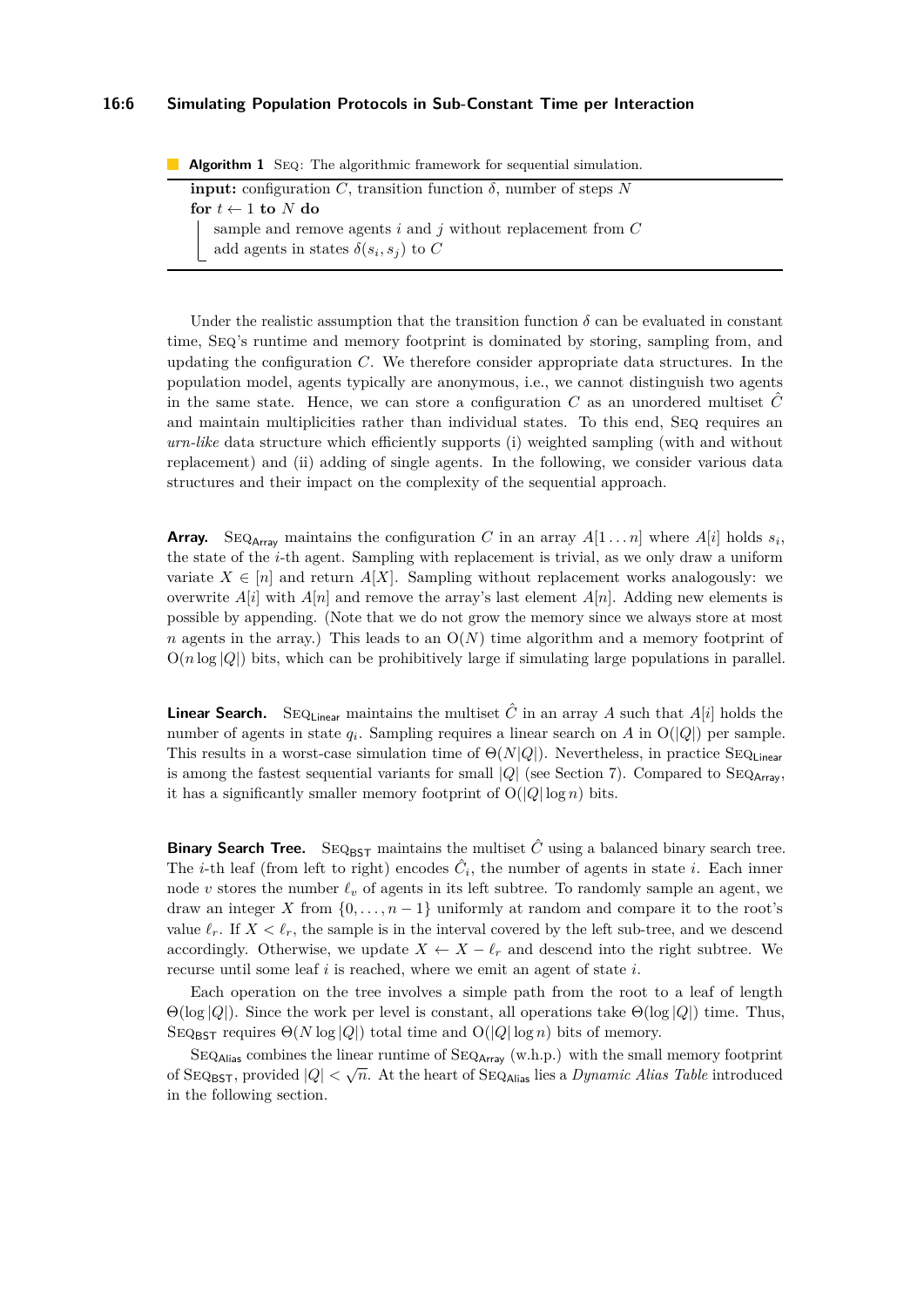**Algorithm 1** Seq: The algorithmic framework for sequential simulation.

```
input: configuration C, transition function δ, number of steps N
for t ← 1 to N do
    sample and remove agents i and j without replacement from C
    add agents in states δ(s_i, s_j) to C
```

Under the realistic assumption that the transition function $\delta$ can be evaluated in constant time, Seq's runtime and memory footprint is dominated by storing, sampling from, and updating the configuration $C$. We therefore consider appropriate data structures. In the population model, agents typically are anonymous, i.e., we cannot distinguish two agents in the same state. Hence, we can store a configuration $C$ as an unordered multiset $\hat{C}$ and maintain multiplicities rather than individual states. To this end, Seq requires an *urn-like* data structure which efficiently supports (i) weighted sampling (with and without replacement) and (ii) adding of single agents. In the following, we consider various data structures and their impact on the complexity of the sequential approach.

**Array.** $\text{Seq}_{\mathsf{Array}}$ maintains the configuration $C$ in an array $A[1 \dots n]$ where $A[i]$ holds $s_i$, the state of the $i$-th agent. Sampling with replacement is trivial, as we only draw a uniform variate $X \in [n]$ and return $A[X]$. Sampling without replacement works analogously: we overwrite $A[i]$ with $A[n]$ and remove the array's last element $A[n]$. Adding new elements is possible by appending. (Note that we do not grow the memory since we always store at most $n$ agents in the array.) This leads to an $\mathrm{O}(N)$ time algorithm and a memory footprint of $\mathrm{O}(n \log |Q|)$ bits, which can be prohibitively large if simulating large populations in parallel.

**Linear Search.** $\text{Seq}_{\mathsf{Linear}}$ maintains the multiset $\hat{C}$ in an array $A$ such that $A[i]$ holds the number of agents in state $q_i$. Sampling requires a linear search on $A$ in $\mathrm{O}(|Q|)$ per sample. This results in a worst-case simulation time of $\Theta(N|Q|)$. Nevertheless, in practice $\text{Seq}_{\mathsf{Linear}}$ is among the fastest sequential variants for small $|Q|$ (see Section 7). Compared to $\text{Seq}_{\mathsf{Array}}$, it has a significantly smaller memory footprint of $\mathrm{O}(|Q| \log n)$ bits.

**Binary Search Tree.** $\text{Seq}_{\mathsf{BST}}$ maintains the multiset $\hat{C}$ using a balanced binary search tree. The $i$-th leaf (from left to right) encodes $\hat{C}_i$, the number of agents in state $i$. Each inner node $v$ stores the number $\ell_v$ of agents in its left subtree. To randomly sample an agent, we draw an integer $X$ from $\{0, \dots, n-1\}$ uniformly at random and compare it to the root's value $\ell_r$. If $X < \ell_r$, the sample is in the interval covered by the left sub-tree, and we descend accordingly. Otherwise, we update $X \leftarrow X - \ell_r$ and descend into the right subtree. We recurse until some leaf $i$ is reached, where we emit an agent of state $i$.

Each operation on the tree involves a simple path from the root to a leaf of length $\Theta(\log |Q|)$. Since the work per level is constant, all operations take $\Theta(\log |Q|)$ time. Thus, $\text{Seq}_{\mathsf{BST}}$ requires $\Theta(N \log |Q|)$ total time and $\mathrm{O}(|Q| \log n)$ bits of memory.

$\text{Seq}_{\mathsf{Alias}}$ combines the linear runtime of $\text{Seq}_{\mathsf{Array}}$ (w.h.p.) with the small memory footprint of $\text{Seq}_{\mathsf{BST}}$, provided $|Q| < \sqrt{n}$. At the heart of $\text{Seq}_{\mathsf{Alias}}$ lies a *Dynamic Alias Table* introduced in the following section.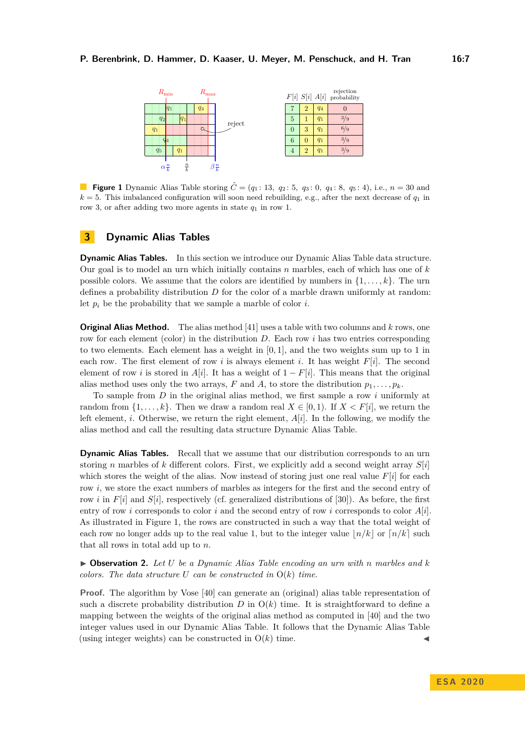| $F[i]$ | $S[i]$ | $A[i]$ | rejection probability |
|---|---|---|---|
| 7 | 2 | $q_4$ | 0 |
| 5 | 1 | $q_1$ | $3/9$ |
| 0 | 3 | $q_1$ | $6/9$ |
| 6 | 0 | $q_1$ | $3/9$ |
| 4 | 2 | $q_1$ | $3/9$ |

**Figure 1** Dynamic Alias Table storing $\hat{C} = (q_1 : 13,\ q_2 : 5,\ q_3 : 0,\ q_4 : 8,\ q_5 : 4)$, i.e., $n = 30$ and $k = 5$. This imbalanced configuration will soon need rebuilding, e.g., after the next decrease of $q_1$ in row 3, or after adding two more agents in state $q_1$ in row 1.

# 3 Dynamic Alias Tables

**Dynamic Alias Tables.** In this section we introduce our Dynamic Alias Table data structure. Our goal is to model an urn which initially contains $n$ marbles, each of which has one of $k$ possible colors. We assume that the colors are identified by numbers in $\{1, \ldots, k\}$. The urn defines a probability distribution $D$ for the color of a marble drawn uniformly at random: let $p_i$ be the probability that we sample a marble of color $i$.

**Original Alias Method.** The alias method [41] uses a table with two columns and $k$ rows, one row for each element (color) in the distribution $D$. Each row $i$ has two entries corresponding to two elements. Each element has a weight in $[0, 1]$, and the two weights sum up to 1 in each row. The first element of row $i$ is always element $i$. It has weight $F[i]$. The second element of row $i$ is stored in $A[i]$. It has a weight of $1 - F[i]$. This means that the original alias method uses only the two arrays, $F$ and $A$, to store the distribution $p_1, \ldots, p_k$.

To sample from $D$ in the original alias method, we first sample a row $i$ uniformly at random from $\{1, \ldots, k\}$. Then we draw a random real $X \in [0, 1)$. If $X < F[i]$, we return the left element, $i$. Otherwise, we return the right element, $A[i]$. In the following, we modify the alias method and call the resulting data structure Dynamic Alias Table.

**Dynamic Alias Tables.** Recall that we assume that our distribution corresponds to an urn storing $n$ marbles of $k$ different colors. First, we explicitly add a second weight array $S[i]$ which stores the weight of the alias. Now instead of storing just one real value $F[i]$ for each row $i$, we store the exact numbers of marbles as integers for the first and the second entry of row $i$ in $F[i]$ and $S[i]$, respectively (cf. generalized distributions of [30]). As before, the first entry of row $i$ corresponds to color $i$ and the second entry of row $i$ corresponds to color $A[i]$. As illustrated in Figure 1, the rows are constructed in such a way that the total weight of each row no longer adds up to the real value 1, but to the integer value $\lfloor n/k \rfloor$ or $\lceil n/k \rceil$ such that all rows in total add up to $n$.

▶ **Observation 2.** *Let $U$ be a Dynamic Alias Table encoding an urn with $n$ marbles and $k$ colors. The data structure $U$ can be constructed in $O(k)$ time.*

**Proof.** The algorithm by Vose [40] can generate an (original) alias table representation of such a discrete probability distribution $D$ in $O(k)$ time. It is straightforward to define a mapping between the weights of the original alias method as computed in [40] and the two integer values used in our Dynamic Alias Table. It follows that the Dynamic Alias Table (using integer weights) can be constructed in $O(k)$ time. ◀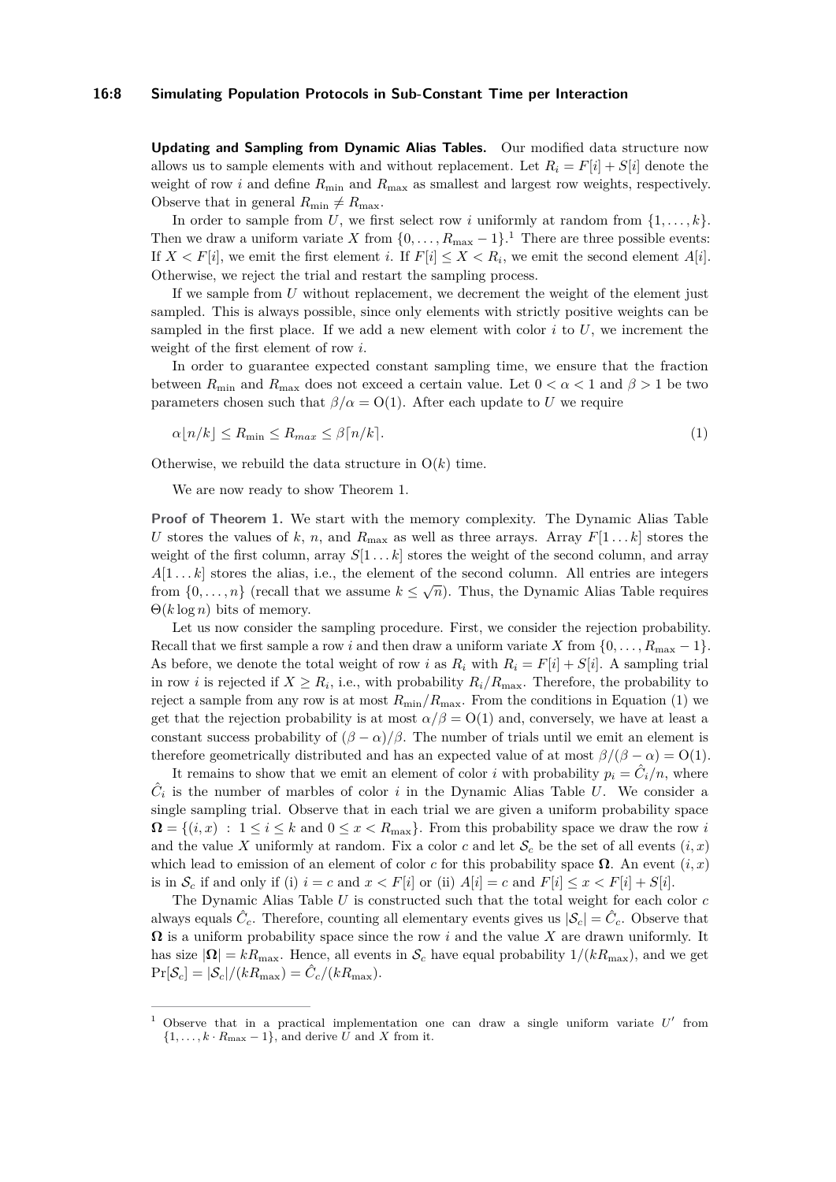**Updating and Sampling from Dynamic Alias Tables.** Our modified data structure now allows us to sample elements with and without replacement. Let $R_i = F[i] + S[i]$ denote the weight of row $i$ and define $R_{\min}$ and $R_{\max}$ as smallest and largest row weights, respectively. Observe that in general $R_{\min} \neq R_{\max}$.

In order to sample from $U$, we first select row $i$ uniformly at random from $\{1, \ldots, k\}$. Then we draw a uniform variate $X$ from $\{0, \ldots, R_{\max} - 1\}$.[1] There are three possible events: If $X < F[i]$, we emit the first element $i$. If $F[i] \leq X < R_i$, we emit the second element $A[i]$. Otherwise, we reject the trial and restart the sampling process.

If we sample from $U$ without replacement, we decrement the weight of the element just sampled. This is always possible, since only elements with strictly positive weights can be sampled in the first place. If we add a new element with color $i$ to $U$, we increment the weight of the first element of row $i$.

In order to guarantee expected constant sampling time, we ensure that the fraction between $R_{\min}$ and $R_{\max}$ does not exceed a certain value. Let $0 < \alpha < 1$ and $\beta > 1$ be two parameters chosen such that $\beta/\alpha = \mathrm{O}(1)$. After each update to $U$ we require

$$\alpha \lfloor n/k \rfloor \leq R_{\min} \leq R_{max} \leq \beta \lceil n/k \rceil. \tag{1}$$

Otherwise, we rebuild the data structure in $\mathrm{O}(k)$ time.

We are now ready to show Theorem 1.

**Proof of Theorem 1.** We start with the memory complexity. The Dynamic Alias Table $U$ stores the values of $k$, $n$, and $R_{\max}$ as well as three arrays. Array $F[1 \ldots k]$ stores the weight of the first column, array $S[1 \ldots k]$ stores the weight of the second column, and array $A[1 \ldots k]$ stores the alias, i.e., the element of the second column. All entries are integers from $\{0, \ldots, n\}$ (recall that we assume $k \leq \sqrt{n}$). Thus, the Dynamic Alias Table requires $\Theta(k \log n)$ bits of memory.

Let us now consider the sampling procedure. First, we consider the rejection probability. Recall that we first sample a row $i$ and then draw a uniform variate $X$ from $\{0, \ldots, R_{\max} - 1\}$. As before, we denote the total weight of row $i$ as $R_i$ with $R_i = F[i] + S[i]$. A sampling trial in row $i$ is rejected if $X \geq R_i$, i.e., with probability $R_i/R_{\max}$. Therefore, the probability to reject a sample from any row is at most $R_{\min}/R_{\max}$. From the conditions in Equation (1) we get that the rejection probability is at most $\alpha/\beta = \mathrm{O}(1)$ and, conversely, we have at least a constant success probability of $(\beta - \alpha)/\beta$. The number of trials until we emit an element is therefore geometrically distributed and has an expected value of at most $\beta/(\beta - \alpha) = \mathrm{O}(1)$.

It remains to show that we emit an element of color $i$ with probability $p_i = \hat{C}_i/n$, where $\hat{C}_i$ is the number of marbles of color $i$ in the Dynamic Alias Table $U$. We consider a single sampling trial. Observe that in each trial we are given a uniform probability space $\mathbf{\Omega} = \{(i, x) \;:\; 1 \leq i \leq k \text{ and } 0 \leq x < R_{\max}\}$. From this probability space we draw the row $i$ and the value $X$ uniformly at random. Fix a color $c$ and let $\mathcal{S}_c$ be the set of all events $(i, x)$ which lead to emission of an element of color $c$ for this probability space $\mathbf{\Omega}$. An event $(i, x)$ is in $\mathcal{S}_c$ if and only if (i) $i = c$ and $x < F[i]$ or (ii) $A[i] = c$ and $F[i] \leq x < F[i] + S[i]$.

The Dynamic Alias Table $U$ is constructed such that the total weight for each color $c$ always equals $\hat{C}_c$. Therefore, counting all elementary events gives us $|\mathcal{S}_c| = \hat{C}_c$. Observe that $\mathbf{\Omega}$ is a uniform probability space since the row $i$ and the value $X$ are drawn uniformly. It has size $|\mathbf{\Omega}| = kR_{\max}$. Hence, all events in $\mathcal{S}_c$ have equal probability $1/(kR_{\max})$, and we get $\Pr[\mathcal{S}_c] = |\mathcal{S}_c|/(kR_{\max}) = \hat{C}_c/(kR_{\max})$.

---

[1] Observe that in a practical implementation one can draw a single uniform variate $U'$ from $\{1, \ldots, k \cdot R_{\max} - 1\}$, and derive $U$ and $X$ from it.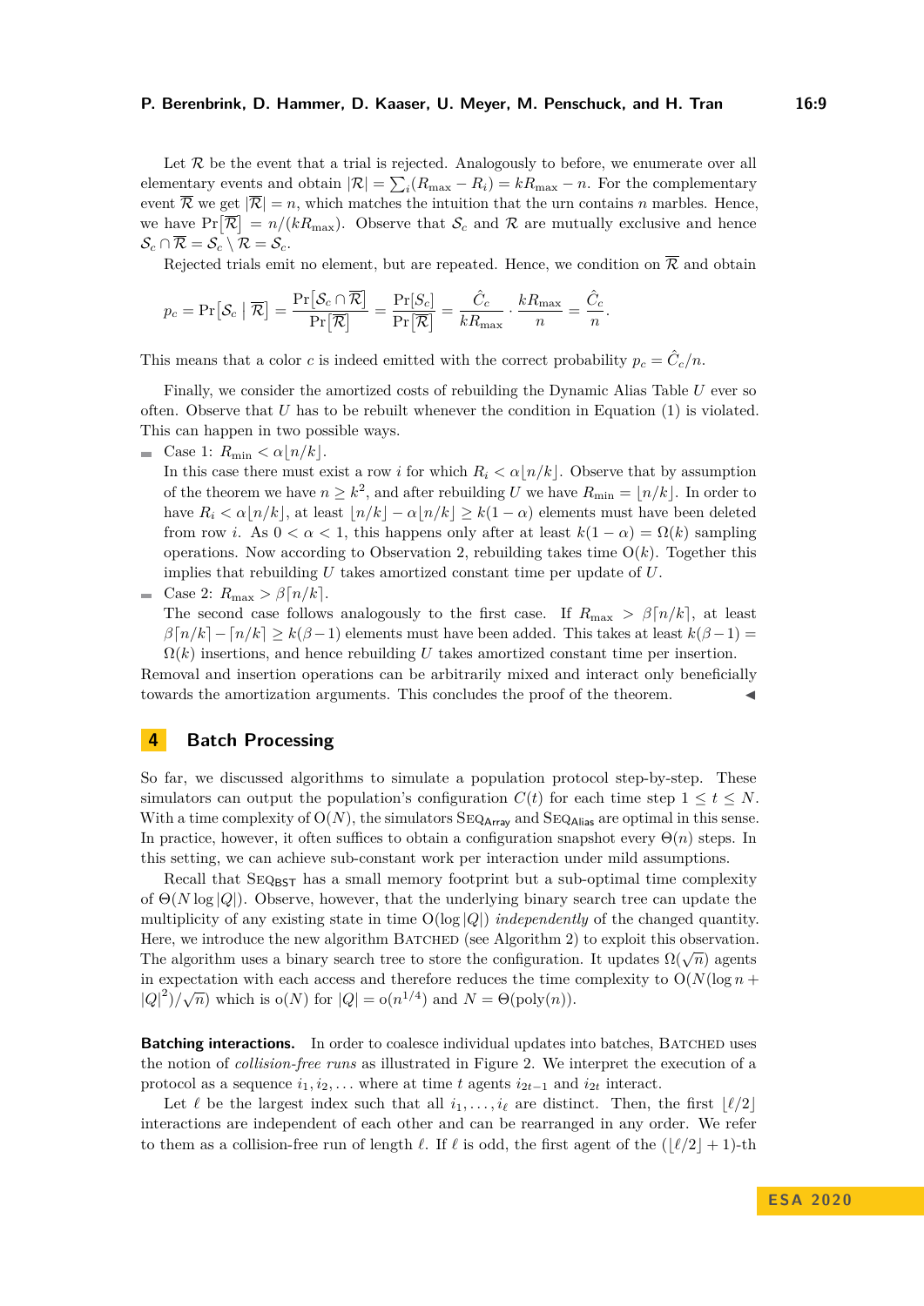Let $\mathcal{R}$ be the event that a trial is rejected. Analogously to before, we enumerate over all elementary events and obtain $|\mathcal{R}| = \sum_i (R_{\max} - R_i) = kR_{\max} - n$. For the complementary event $\overline{\mathcal{R}}$ we get $|\overline{\mathcal{R}}| = n$, which matches the intuition that the urn contains $n$ marbles. Hence, we have $\Pr[\overline{\mathcal{R}}] = n/(kR_{\max})$. Observe that $\mathcal{S}_c$ and $\mathcal{R}$ are mutually exclusive and hence $\mathcal{S}_c \cap \overline{\mathcal{R}} = \mathcal{S}_c \setminus \mathcal{R} = \mathcal{S}_c$.

Rejected trials emit no element, but are repeated. Hence, we condition on $\overline{\mathcal{R}}$ and obtain

$$p_c = \Pr[\mathcal{S}_c \mid \overline{\mathcal{R}}] = \frac{\Pr[\mathcal{S}_c \cap \overline{\mathcal{R}}]}{\Pr[\overline{\mathcal{R}}]} = \frac{\Pr[\mathcal{S}_c]}{\Pr[\overline{\mathcal{R}}]} = \frac{\hat{C}_c}{kR_{\max}} \cdot \frac{kR_{\max}}{n} = \frac{\hat{C}_c}{n}.$$

This means that a color $c$ is indeed emitted with the correct probability $p_c = \hat{C}_c/n$.

Finally, we consider the amortized costs of rebuilding the Dynamic Alias Table $U$ ever so often. Observe that $U$ has to be rebuilt whenever the condition in Equation (1) is violated. This can happen in two possible ways.

- Case 1: $R_{\min} < \alpha\lfloor n/k \rfloor$.
  In this case there must exist a row $i$ for which $R_i < \alpha\lfloor n/k \rfloor$. Observe that by assumption of the theorem we have $n \geq k^2$, and after rebuilding $U$ we have $R_{\min} = \lfloor n/k \rfloor$. In order to have $R_i < \alpha\lfloor n/k \rfloor$, at least $\lfloor n/k \rfloor - \alpha\lfloor n/k \rfloor \geq k(1-\alpha)$ elements must have been deleted from row $i$. As $0 < \alpha < 1$, this happens only after at least $k(1-\alpha) = \Omega(k)$ sampling operations. Now according to Observation 2, rebuilding takes time $\mathrm{O}(k)$. Together this implies that rebuilding $U$ takes amortized constant time per update of $U$.
- Case 2: $R_{\max} > \beta\lceil n/k \rceil$.
  The second case follows analogously to the first case. If $R_{\max} > \beta\lceil n/k \rceil$, at least $\beta\lceil n/k \rceil - \lceil n/k \rceil \geq k(\beta - 1)$ elements must have been added. This takes at least $k(\beta-1) = \Omega(k)$ insertions, and hence rebuilding $U$ takes amortized constant time per insertion.

Removal and insertion operations can be arbitrarily mixed and interact only beneficially towards the amortization arguments. This concludes the proof of the theorem. ◀

## 4 Batch Processing

So far, we discussed algorithms to simulate a population protocol step-by-step. These simulators can output the population's configuration $C(t)$ for each time step $1 \leq t \leq N$. With a time complexity of $\mathrm{O}(N)$, the simulators $\textsc{Seq}_{\mathsf{Array}}$ and $\textsc{Seq}_{\mathsf{Alias}}$ are optimal in this sense. In practice, however, it often suffices to obtain a configuration snapshot every $\Theta(n)$ steps. In this setting, we can achieve sub-constant work per interaction under mild assumptions.

Recall that $\textsc{Seq}_{\mathsf{BST}}$ has a small memory footprint but a sub-optimal time complexity of $\Theta(N \log |Q|)$. Observe, however, that the underlying binary search tree can update the multiplicity of any existing state in time $\mathrm{O}(\log |Q|)$ *independently* of the changed quantity. Here, we introduce the new algorithm $\textsc{Batched}$ (see Algorithm 2) to exploit this observation. The algorithm uses a binary search tree to store the configuration. It updates $\Omega(\sqrt{n})$ agents in expectation with each access and therefore reduces the time complexity to $\mathrm{O}(N(\log n + |Q|^2)/\sqrt{n})$ which is $\mathrm{o}(N)$ for $|Q| = \mathrm{o}(n^{1/4})$ and $N = \Theta(\mathrm{poly}(n))$.

**Batching interactions.** In order to coalesce individual updates into batches, $\textsc{Batched}$ uses the notion of *collision-free runs* as illustrated in Figure 2. We interpret the execution of a protocol as a sequence $i_1, i_2, \ldots$ where at time $t$ agents $i_{2t-1}$ and $i_{2t}$ interact.

Let $\ell$ be the largest index such that all $i_1, \ldots, i_\ell$ are distinct. Then, the first $\lfloor \ell/2 \rfloor$ interactions are independent of each other and can be rearranged in any order. We refer to them as a collision-free run of length $\ell$. If $\ell$ is odd, the first agent of the $(\lfloor \ell/2 \rfloor + 1)$-th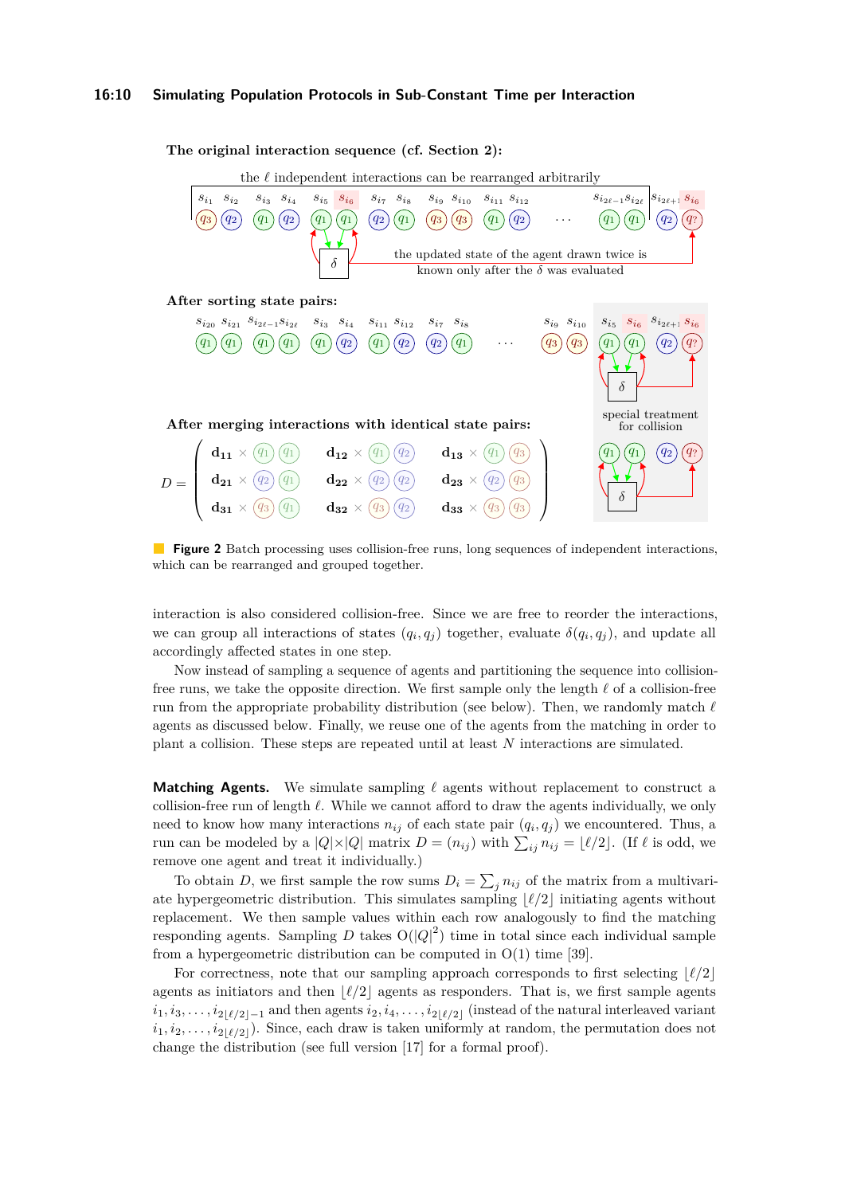**Figure 2** Batch processing uses collision-free runs, long sequences of independent interactions, which can be rearranged and grouped together.

interaction is also considered collision-free. Since we are free to reorder the interactions, we can group all interactions of states $(q_i, q_j)$ together, evaluate $\delta(q_i, q_j)$, and update all accordingly affected states in one step.

Now instead of sampling a sequence of agents and partitioning the sequence into collision-free runs, we take the opposite direction. We first sample only the length $\ell$ of a collision-free run from the appropriate probability distribution (see below). Then, we randomly match $\ell$ agents as discussed below. Finally, we reuse one of the agents from the matching in order to plant a collision. These steps are repeated until at least $N$ interactions are simulated.

**Matching Agents.** We simulate sampling $\ell$ agents without replacement to construct a collision-free run of length $\ell$. While we cannot afford to draw the agents individually, we only need to know how many interactions $n_{ij}$ of each state pair $(q_i, q_j)$ we encountered. Thus, a run can be modeled by a $|Q|\times|Q|$ matrix $D = (n_{ij})$ with $\sum_{ij} n_{ij} = \lfloor \ell/2 \rfloor$. (If $\ell$ is odd, we remove one agent and treat it individually.)

To obtain $D$, we first sample the row sums $D_i = \sum_j n_{ij}$ of the matrix from a multivariate hypergeometric distribution. This simulates sampling $\lfloor \ell/2 \rfloor$ initiating agents without replacement. We then sample values within each row analogously to find the matching responding agents. Sampling $D$ takes $O(|Q|^2)$ time in total since each individual sample from a hypergeometric distribution can be computed in $O(1)$ time [39].

For correctness, note that our sampling approach corresponds to first selecting $\lfloor \ell/2 \rfloor$ agents as initiators and then $\lfloor \ell/2 \rfloor$ agents as responders. That is, we first sample agents $i_1, i_3, \ldots, i_{2\lfloor \ell/2 \rfloor -1}$ and then agents $i_2, i_4, \ldots, i_{2\lfloor \ell/2 \rfloor}$ (instead of the natural interleaved variant $i_1, i_2, \ldots, i_{2\lfloor \ell/2 \rfloor}$). Since, each draw is taken uniformly at random, the permutation does not change the distribution (see full version [17] for a formal proof).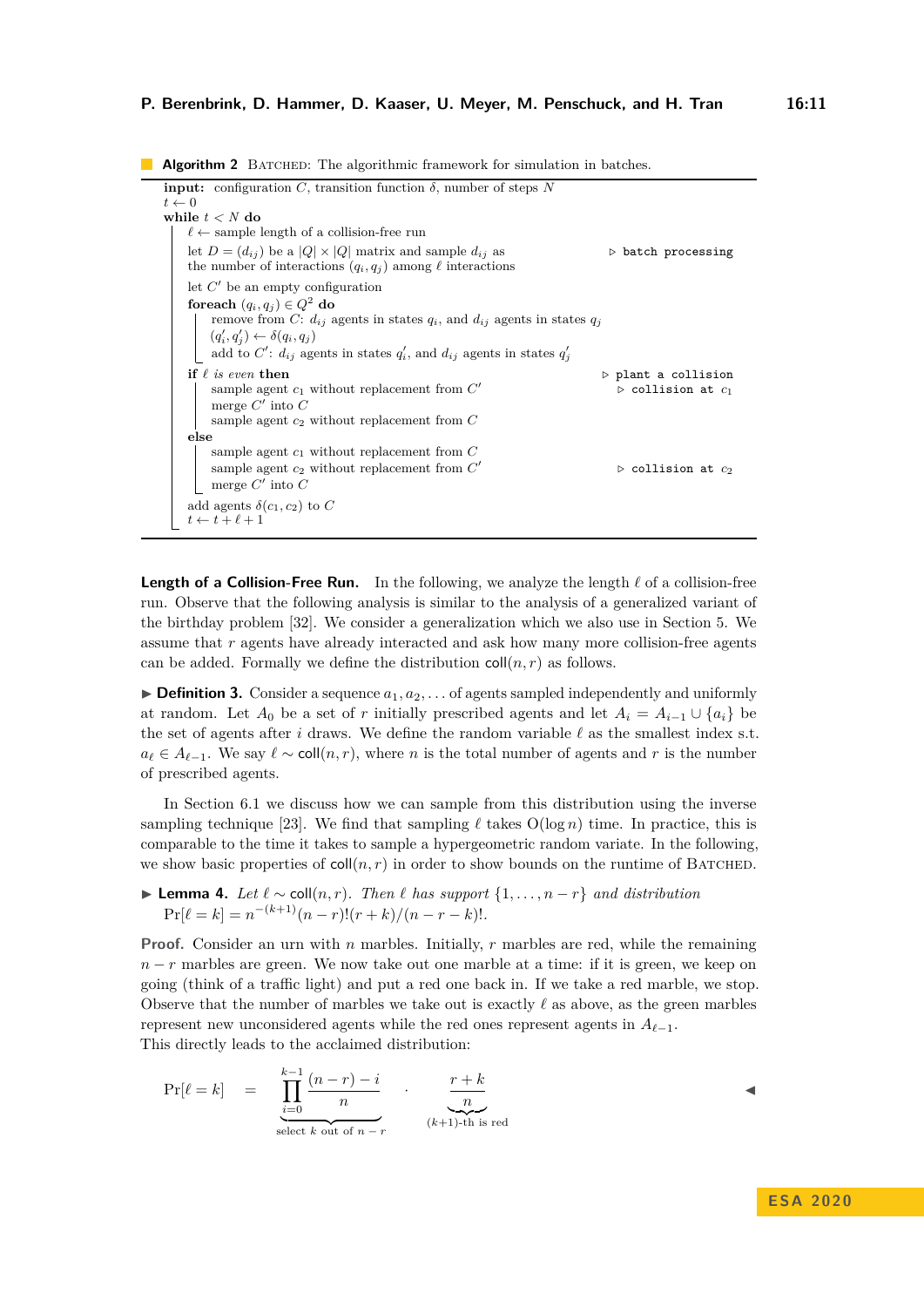**Algorithm 2** BATCHED: The algorithmic framework for simulation in batches.

```
input: configuration C, transition function δ, number of steps N
t ← 0
while t < N do
    ℓ ← sample length of a collision-free run
    let D = (d_ij) be a |Q| × |Q| matrix and sample d_ij as          ▷ batch processing
    the number of interactions (q_i, q_j) among ℓ interactions
    let C' be an empty configuration
    foreach (q_i, q_j) ∈ Q^2 do
        remove from C: d_ij agents in states q_i, and d_ij agents in states q_j
        (q'_i, q'_j) ← δ(q_i, q_j)
        add to C': d_ij agents in states q'_i, and d_ij agents in states q'_j
    if ℓ is even then                                                ▷ plant a collision
        sample agent c_1 without replacement from C'                   ▷ collision at c_1
        merge C' into C
        sample agent c_2 without replacement from C
    else
        sample agent c_1 without replacement from C
        sample agent c_2 without replacement from C'                   ▷ collision at c_2
        merge C' into C
    add agents δ(c_1, c_2) to C
    t ← t + ℓ + 1
```

**Length of a Collision-Free Run.** In the following, we analyze the length $\ell$ of a collision-free run. Observe that the following analysis is similar to the analysis of a generalized variant of the birthday problem [32]. We consider a generalization which we also use in Section 5. We assume that $r$ agents have already interacted and ask how many more collision-free agents can be added. Formally we define the distribution $\mathsf{coll}(n, r)$ as follows.

▶ **Definition 3.** Consider a sequence $a_1, a_2, \dots$ of agents sampled independently and uniformly at random. Let $A_0$ be a set of $r$ initially prescribed agents and let $A_i = A_{i-1} \cup \{a_i\}$ be the set of agents after $i$ draws. We define the random variable $\ell$ as the smallest index s.t. $a_\ell \in A_{\ell-1}$. We say $\ell \sim \mathsf{coll}(n, r)$, where $n$ is the total number of agents and $r$ is the number of prescribed agents.

In Section 6.1 we discuss how we can sample from this distribution using the inverse sampling technique [23]. We find that sampling $\ell$ takes $\mathrm{O}(\log n)$ time. In practice, this is comparable to the time it takes to sample a hypergeometric random variate. In the following, we show basic properties of $\mathsf{coll}(n, r)$ in order to show bounds on the runtime of BATCHED.

▶ **Lemma 4.** *Let $\ell \sim \mathsf{coll}(n, r)$. Then $\ell$ has support $\{1, \dots, n-r\}$ and distribution $\Pr[\ell = k] = n^{-(k+1)}(n-r)!(r+k)/(n-r-k)!$.*

**Proof.** Consider an urn with $n$ marbles. Initially, $r$ marbles are red, while the remaining $n-r$ marbles are green. We now take out one marble at a time: if it is green, we keep on going (think of a traffic light) and put a red one back in. If we take a red marble, we stop. Observe that the number of marbles we take out is exactly $\ell$ as above, as the green marbles represent new unconsidered agents while the red ones represent agents in $A_{\ell-1}$.
This directly leads to the acclaimed distribution:

$$\Pr[\ell = k] \quad = \quad \underbrace{\prod_{i=0}^{k-1} \frac{(n-r)-i}{n}}_{\text{select } k \text{ out of } n-r} \quad \cdot \quad \underbrace{\frac{r+k}{n}}_{(k+1)\text{-th is red}}$$ ◀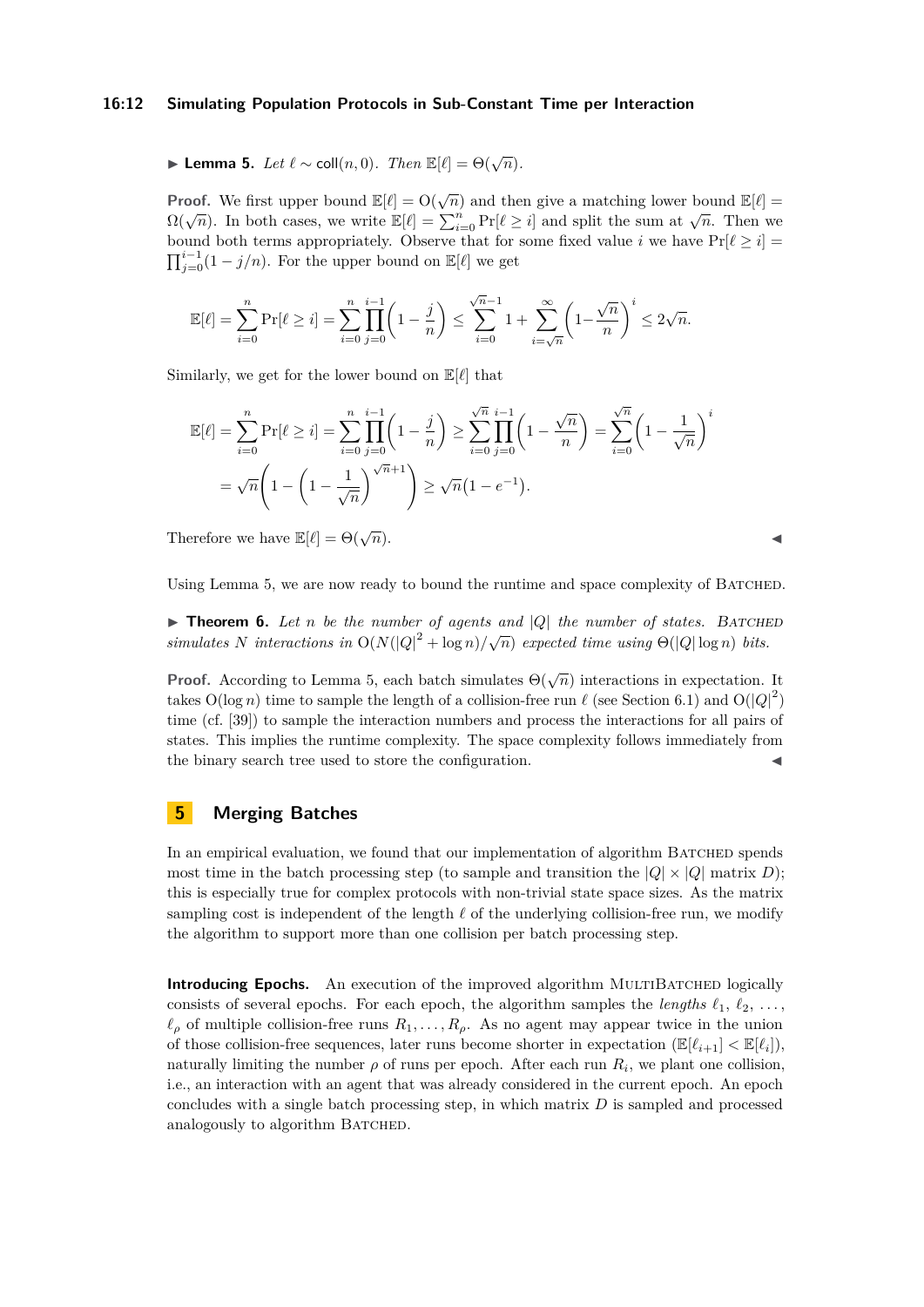▶ **Lemma 5.** *Let $\ell \sim \mathsf{coll}(n, 0)$. Then $\mathbb{E}[\ell] = \Theta(\sqrt{n})$.*

**Proof.** We first upper bound $\mathbb{E}[\ell] = \mathrm{O}(\sqrt{n})$ and then give a matching lower bound $\mathbb{E}[\ell] = \Omega(\sqrt{n})$. In both cases, we write $\mathbb{E}[\ell] = \sum_{i=0}^{n} \Pr[\ell \geq i]$ and split the sum at $\sqrt{n}$. Then we bound both terms appropriately. Observe that for some fixed value $i$ we have $\Pr[\ell \geq i] = \prod_{j=0}^{i-1}(1 - j/n)$. For the upper bound on $\mathbb{E}[\ell]$ we get

$$\mathbb{E}[\ell] = \sum_{i=0}^{n} \Pr[\ell \geq i] = \sum_{i=0}^{n} \prod_{j=0}^{i-1}\left(1 - \frac{j}{n}\right) \leq \sum_{i=0}^{\sqrt{n}-1} 1 + \sum_{i=\sqrt{n}}^{\infty}\left(1 - \frac{\sqrt{n}}{n}\right)^{i} \leq 2\sqrt{n}.$$

Similarly, we get for the lower bound on $\mathbb{E}[\ell]$ that

$$\mathbb{E}[\ell] = \sum_{i=0}^{n} \Pr[\ell \geq i] = \sum_{i=0}^{n} \prod_{j=0}^{i-1}\left(1 - \frac{j}{n}\right) \geq \sum_{i=0}^{\sqrt{n}} \prod_{j=0}^{i-1}\left(1 - \frac{\sqrt{n}}{n}\right) = \sum_{i=0}^{\sqrt{n}}\left(1 - \frac{1}{\sqrt{n}}\right)^{i}$$
$$= \sqrt{n}\left(1 - \left(1 - \frac{1}{\sqrt{n}}\right)^{\sqrt{n}+1}\right) \geq \sqrt{n}(1 - e^{-1}).$$

Therefore we have $\mathbb{E}[\ell] = \Theta(\sqrt{n})$. ◀

Using Lemma 5, we are now ready to bound the runtime and space complexity of Batched.

▶ **Theorem 6.** *Let $n$ be the number of agents and $|Q|$ the number of states. Batched simulates $N$ interactions in $\mathrm{O}(N(|Q|^2 + \log n)/\sqrt{n})$ expected time using $\Theta(|Q| \log n)$ bits.*

**Proof.** According to Lemma 5, each batch simulates $\Theta(\sqrt{n})$ interactions in expectation. It takes $\mathrm{O}(\log n)$ time to sample the length of a collision-free run $\ell$ (see Section 6.1) and $\mathrm{O}(|Q|^2)$ time (cf. [39]) to sample the interaction numbers and process the interactions for all pairs of states. This implies the runtime complexity. The space complexity follows immediately from the binary search tree used to store the configuration. ◀

## 5 Merging Batches

In an empirical evaluation, we found that our implementation of algorithm Batched spends most time in the batch processing step (to sample and transition the $|Q| \times |Q|$ matrix $D$); this is especially true for complex protocols with non-trivial state space sizes. As the matrix sampling cost is independent of the length $\ell$ of the underlying collision-free run, we modify the algorithm to support more than one collision per batch processing step.

**Introducing Epochs.** An execution of the improved algorithm MultiBatched logically consists of several epochs. For each epoch, the algorithm samples the *lengths* $\ell_1$, $\ell_2$, …, $\ell_\rho$ of multiple collision-free runs $R_1, \ldots, R_\rho$. As no agent may appear twice in the union of those collision-free sequences, later runs become shorter in expectation ($\mathbb{E}[\ell_{i+1}] < \mathbb{E}[\ell_i]$), naturally limiting the number $\rho$ of runs per epoch. After each run $R_i$, we plant one collision, i.e., an interaction with an agent that was already considered in the current epoch. An epoch concludes with a single batch processing step, in which matrix $D$ is sampled and processed analogously to algorithm Batched.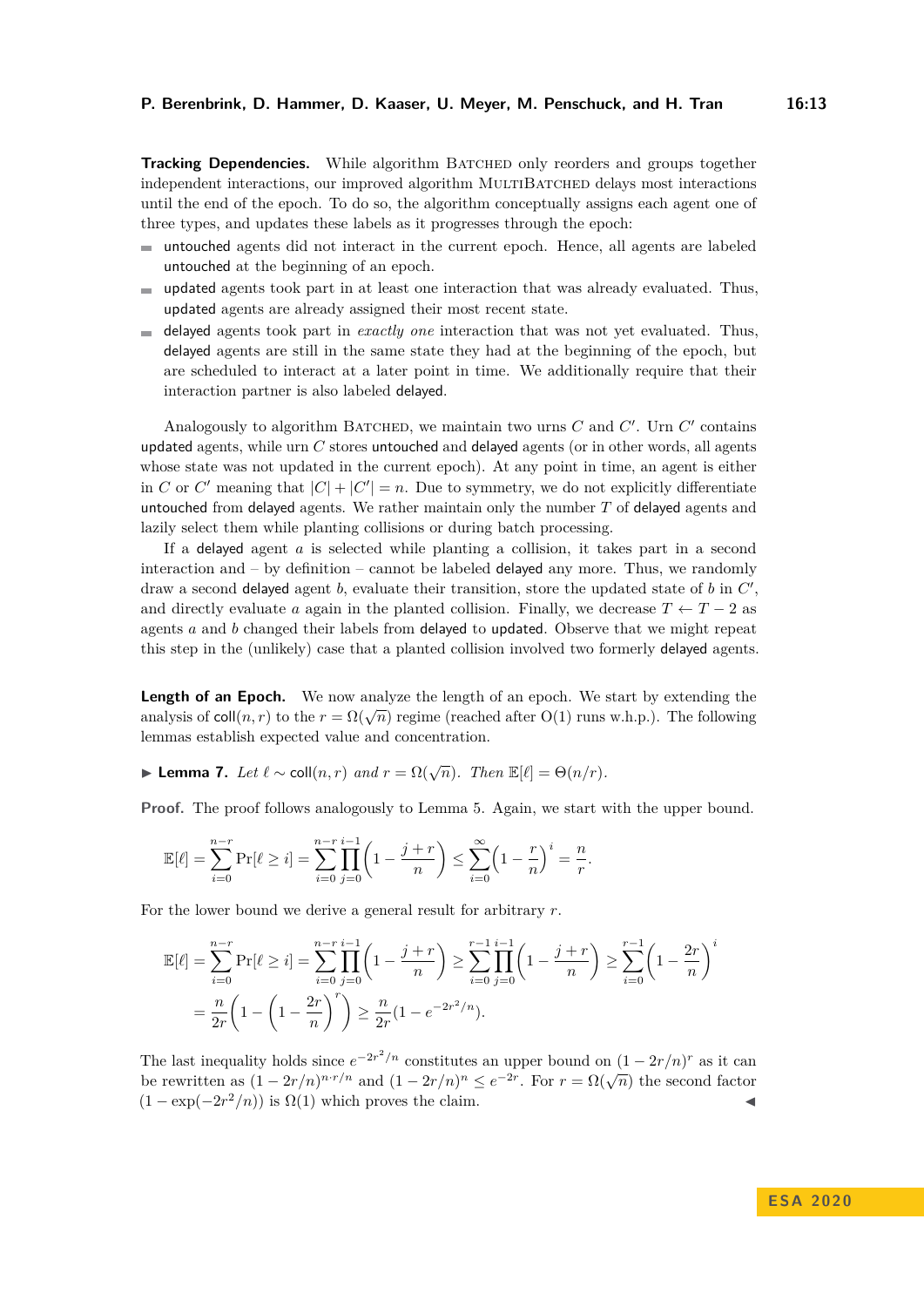**Tracking Dependencies.** While algorithm Batched only reorders and groups together independent interactions, our improved algorithm MultiBatched delays most interactions until the end of the epoch. To do so, the algorithm conceptually assigns each agent one of three types, and updates these labels as it progresses through the epoch:

- untouched agents did not interact in the current epoch. Hence, all agents are labeled untouched at the beginning of an epoch.
- updated agents took part in at least one interaction that was already evaluated. Thus, updated agents are already assigned their most recent state.
- delayed agents took part in *exactly one* interaction that was not yet evaluated. Thus, delayed agents are still in the same state they had at the beginning of the epoch, but are scheduled to interact at a later point in time. We additionally require that their interaction partner is also labeled delayed.

Analogously to algorithm Batched, we maintain two urns $C$ and $C'$. Urn $C'$ contains updated agents, while urn $C$ stores untouched and delayed agents (or in other words, all agents whose state was not updated in the current epoch). At any point in time, an agent is either in $C$ or $C'$ meaning that $|C| + |C'| = n$. Due to symmetry, we do not explicitly differentiate untouched from delayed agents. We rather maintain only the number $T$ of delayed agents and lazily select them while planting collisions or during batch processing.

If a delayed agent $a$ is selected while planting a collision, it takes part in a second interaction and – by definition – cannot be labeled delayed any more. Thus, we randomly draw a second delayed agent $b$, evaluate their transition, store the updated state of $b$ in $C'$, and directly evaluate $a$ again in the planted collision. Finally, we decrease $T \leftarrow T - 2$ as agents $a$ and $b$ changed their labels from delayed to updated. Observe that we might repeat this step in the (unlikely) case that a planted collision involved two formerly delayed agents.

**Length of an Epoch.** We now analyze the length of an epoch. We start by extending the analysis of $\mathsf{coll}(n, r)$ to the $r = \Omega(\sqrt{n})$ regime (reached after $\mathrm{O}(1)$ runs w.h.p.). The following lemmas establish expected value and concentration.

▶ **Lemma 7.** *Let $\ell \sim \mathsf{coll}(n, r)$ and $r = \Omega(\sqrt{n})$. Then $\mathbb{E}[\ell] = \Theta(n/r)$.*

**Proof.** The proof follows analogously to Lemma 5. Again, we start with the upper bound.

$$\mathbb{E}[\ell] = \sum_{i=0}^{n-r} \Pr[\ell \geq i] = \sum_{i=0}^{n-r} \prod_{j=0}^{i-1} \left(1 - \frac{j+r}{n}\right) \leq \sum_{i=0}^{\infty} \left(1 - \frac{r}{n}\right)^i = \frac{n}{r}.$$

For the lower bound we derive a general result for arbitrary $r$.

$$\mathbb{E}[\ell] = \sum_{i=0}^{n-r} \Pr[\ell \geq i] = \sum_{i=0}^{n-r} \prod_{j=0}^{i-1} \left(1 - \frac{j+r}{n}\right) \geq \sum_{i=0}^{r-1} \prod_{j=0}^{i-1} \left(1 - \frac{j+r}{n}\right) \geq \sum_{i=0}^{r-1} \left(1 - \frac{2r}{n}\right)^i$$
$$= \frac{n}{2r}\left(1 - \left(1 - \frac{2r}{n}\right)^r\right) \geq \frac{n}{2r}(1 - e^{-2r^2/n}).$$

The last inequality holds since $e^{-2r^2/n}$ constitutes an upper bound on $(1 - 2r/n)^r$ as it can be rewritten as $(1 - 2r/n)^{n \cdot r/n}$ and $(1 - 2r/n)^n \leq e^{-2r}$. For $r = \Omega(\sqrt{n})$ the second factor $(1 - \exp(-2r^2/n))$ is $\Omega(1)$ which proves the claim. ◀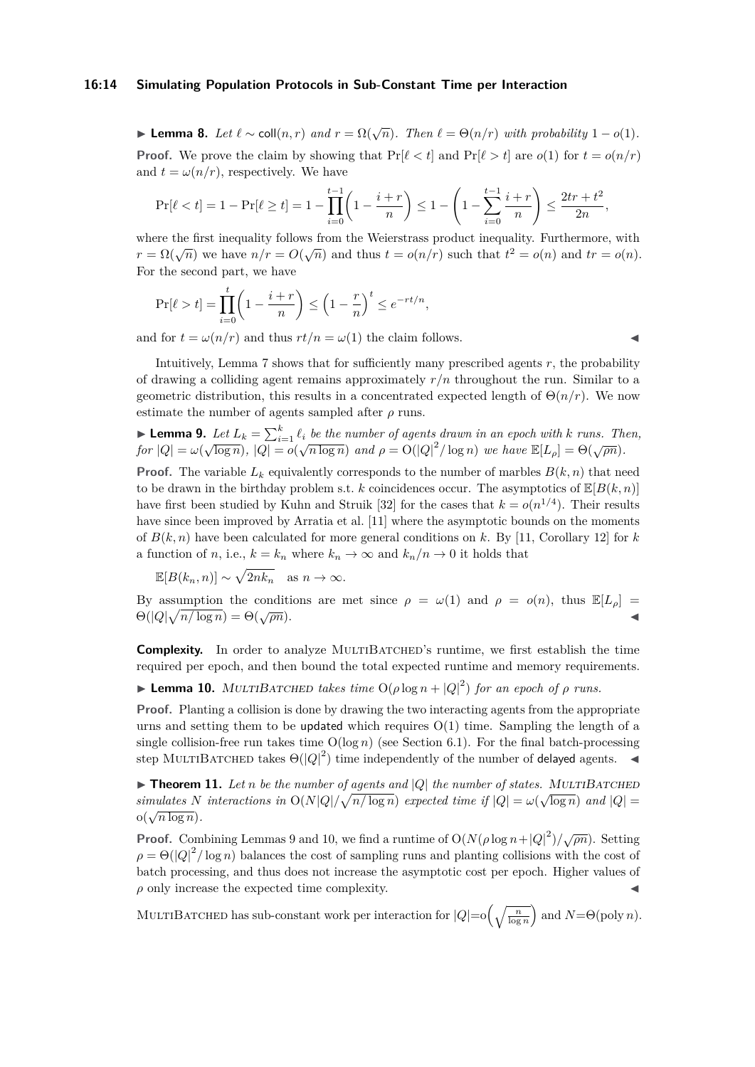▶ **Lemma 8.** *Let $\ell \sim \mathsf{coll}(n, r)$ and $r = \Omega(\sqrt{n})$. Then $\ell = \Theta(n/r)$ with probability $1 - o(1)$.*

**Proof.** We prove the claim by showing that $\Pr[\ell < t]$ and $\Pr[\ell > t]$ are $o(1)$ for $t = o(n/r)$ and $t = \omega(n/r)$, respectively. We have

$$\Pr[\ell < t] = 1 - \Pr[\ell \geq t] = 1 - \prod_{i=0}^{t-1}\left(1 - \frac{i+r}{n}\right) \leq 1 - \left(1 - \sum_{i=0}^{t-1}\frac{i+r}{n}\right) \leq \frac{2tr + t^2}{2n},$$

where the first inequality follows from the Weierstrass product inequality. Furthermore, with $r = \Omega(\sqrt{n})$ we have $n/r = O(\sqrt{n})$ and thus $t = o(n/r)$ such that $t^2 = o(n)$ and $tr = o(n)$. For the second part, we have

$$\Pr[\ell > t] = \prod_{i=0}^{t}\left(1 - \frac{i+r}{n}\right) \leq \left(1 - \frac{r}{n}\right)^t \leq e^{-rt/n},$$

and for $t = \omega(n/r)$ and thus $rt/n = \omega(1)$ the claim follows. ◀

Intuitively, Lemma 7 shows that for sufficiently many prescribed agents $r$, the probability of drawing a colliding agent remains approximately $r/n$ throughout the run. Similar to a geometric distribution, this results in a concentrated expected length of $\Theta(n/r)$. We now estimate the number of agents sampled after $\rho$ runs.

▶ **Lemma 9.** *Let $L_k = \sum_{i=1}^{k} \ell_i$ be the number of agents drawn in an epoch with $k$ runs. Then, for $|Q| = \omega(\sqrt{\log n})$, $|Q| = o(\sqrt{n \log n})$ and $\rho = \mathrm{O}(|Q|^2/\log n)$ we have $\mathbb{E}[L_\rho] = \Theta(\sqrt{\rho n})$.*

**Proof.** The variable $L_k$ equivalently corresponds to the number of marbles $B(k, n)$ that need to be drawn in the birthday problem s.t. $k$ coincidences occur. The asymptotics of $\mathbb{E}[B(k, n)]$ have first been studied by Kuhn and Struik [32] for the cases that $k = o(n^{1/4})$. Their results have since been improved by Arratia et al. [11] where the asymptotic bounds on the moments of $B(k, n)$ have been calculated for more general conditions on $k$. By [11, Corollary 12] for $k$ a function of $n$, i.e., $k = k_n$ where $k_n \to \infty$ and $k_n/n \to 0$ it holds that

$$\mathbb{E}[B(k_n, n)] \sim \sqrt{2nk_n} \quad \text{as } n \to \infty.$$

By assumption the conditions are met since $\rho = \omega(1)$ and $\rho = o(n)$, thus $\mathbb{E}[L_\rho] = \Theta(|Q|\sqrt{n/\log n}) = \Theta(\sqrt{\rho n})$. ◀

**Complexity.** In order to analyze MultiBatched's runtime, we first establish the time required per epoch, and then bound the total expected runtime and memory requirements.

▶ **Lemma 10.** *MultiBatched takes time $\mathrm{O}(\rho \log n + |Q|^2)$ for an epoch of $\rho$ runs.*

**Proof.** Planting a collision is done by drawing the two interacting agents from the appropriate urns and setting them to be $\mathsf{updated}$ which requires $\mathrm{O}(1)$ time. Sampling the length of a single collision-free run takes time $\mathrm{O}(\log n)$ (see Section 6.1). For the final batch-processing step MultiBatched takes $\Theta(|Q|^2)$ time independently of the number of $\mathsf{delayed}$ agents. ◀

▶ **Theorem 11.** *Let $n$ be the number of agents and $|Q|$ the number of states. MultiBatched simulates $N$ interactions in $\mathrm{O}(N|Q|/\sqrt{n/\log n})$ expected time if $|Q| = \omega(\sqrt{\log n})$ and $|Q| = o(\sqrt{n \log n})$.*

**Proof.** Combining Lemmas 9 and 10, we find a runtime of $\mathrm{O}(N(\rho \log n + |Q|^2)/\sqrt{\rho n})$. Setting $\rho = \Theta(|Q|^2/\log n)$ balances the cost of sampling runs and planting collisions with the cost of batch processing, and thus does not increase the asymptotic cost per epoch. Higher values of $\rho$ only increase the expected time complexity. ◀

MultiBatched has sub-constant work per interaction for $|Q| = o\left(\sqrt{\frac{n}{\log n}}\right)$ and $N = \Theta(\mathrm{poly}\, n)$.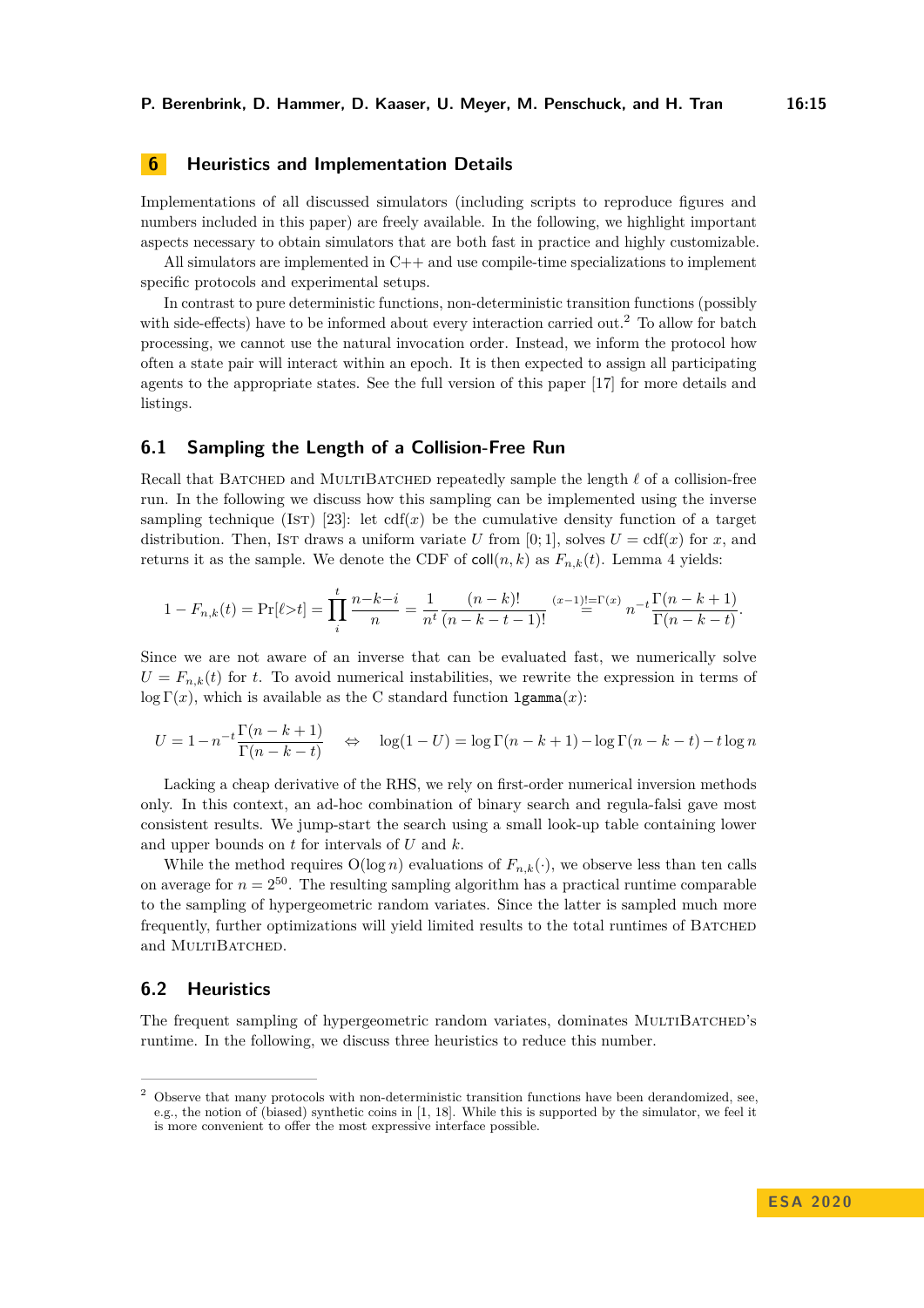## 6 Heuristics and Implementation Details

Implementations of all discussed simulators (including scripts to reproduce figures and numbers included in this paper) are freely available. In the following, we highlight important aspects necessary to obtain simulators that are both fast in practice and highly customizable.

All simulators are implemented in C++ and use compile-time specializations to implement specific protocols and experimental setups.

In contrast to pure deterministic functions, non-deterministic transition functions (possibly with side-effects) have to be informed about every interaction carried out.[2] To allow for batch processing, we cannot use the natural invocation order. Instead, we inform the protocol how often a state pair will interact within an epoch. It is then expected to assign all participating agents to the appropriate states. See the full version of this paper [17] for more details and listings.

### 6.1 Sampling the Length of a Collision-Free Run

Recall that Batched and MultiBatched repeatedly sample the length $\ell$ of a collision-free run. In the following we discuss how this sampling can be implemented using the inverse sampling technique (Ist) [23]: let $\mathrm{cdf}(x)$ be the cumulative density function of a target distribution. Then, Ist draws a uniform variate $U$ from $[0;1]$, solves $U = \mathrm{cdf}(x)$ for $x$, and returns it as the sample. We denote the CDF of $\mathsf{coll}(n,k)$ as $F_{n,k}(t)$. Lemma 4 yields:

$$1 - F_{n,k}(t) = \Pr[\ell{>}t] = \prod_{i}^{t} \frac{n{-}k{-}i}{n} = \frac{1}{n^t} \frac{(n-k)!}{(n-k-t-1)!} \overset{(x-1)!=\Gamma(x)}{=} n^{-t} \frac{\Gamma(n-k+1)}{\Gamma(n-k-t)}.$$

Since we are not aware of an inverse that can be evaluated fast, we numerically solve $U = F_{n,k}(t)$ for $t$. To avoid numerical instabilities, we rewrite the expression in terms of $\log \Gamma(x)$, which is available as the C standard function `lgamma`$(x)$:

$$U = 1 - n^{-t} \frac{\Gamma(n-k+1)}{\Gamma(n-k-t)} \quad \Leftrightarrow \quad \log(1-U) = \log\Gamma(n-k+1) - \log\Gamma(n-k-t) - t\log n$$

Lacking a cheap derivative of the RHS, we rely on first-order numerical inversion methods only. In this context, an ad-hoc combination of binary search and regula-falsi gave most consistent results. We jump-start the search using a small look-up table containing lower and upper bounds on $t$ for intervals of $U$ and $k$.

While the method requires $\mathrm{O}(\log n)$ evaluations of $F_{n,k}(\cdot)$, we observe less than ten calls on average for $n = 2^{50}$. The resulting sampling algorithm has a practical runtime comparable to the sampling of hypergeometric random variates. Since the latter is sampled much more frequently, further optimizations will yield limited results to the total runtimes of Batched and MultiBatched.

### 6.2 Heuristics

The frequent sampling of hypergeometric random variates, dominates MultiBatched's runtime. In the following, we discuss three heuristics to reduce this number.

---

[2] Observe that many protocols with non-deterministic transition functions have been derandomized, see, e.g., the notion of (biased) synthetic coins in [1, 18]. While this is supported by the simulator, we feel it is more convenient to offer the most expressive interface possible.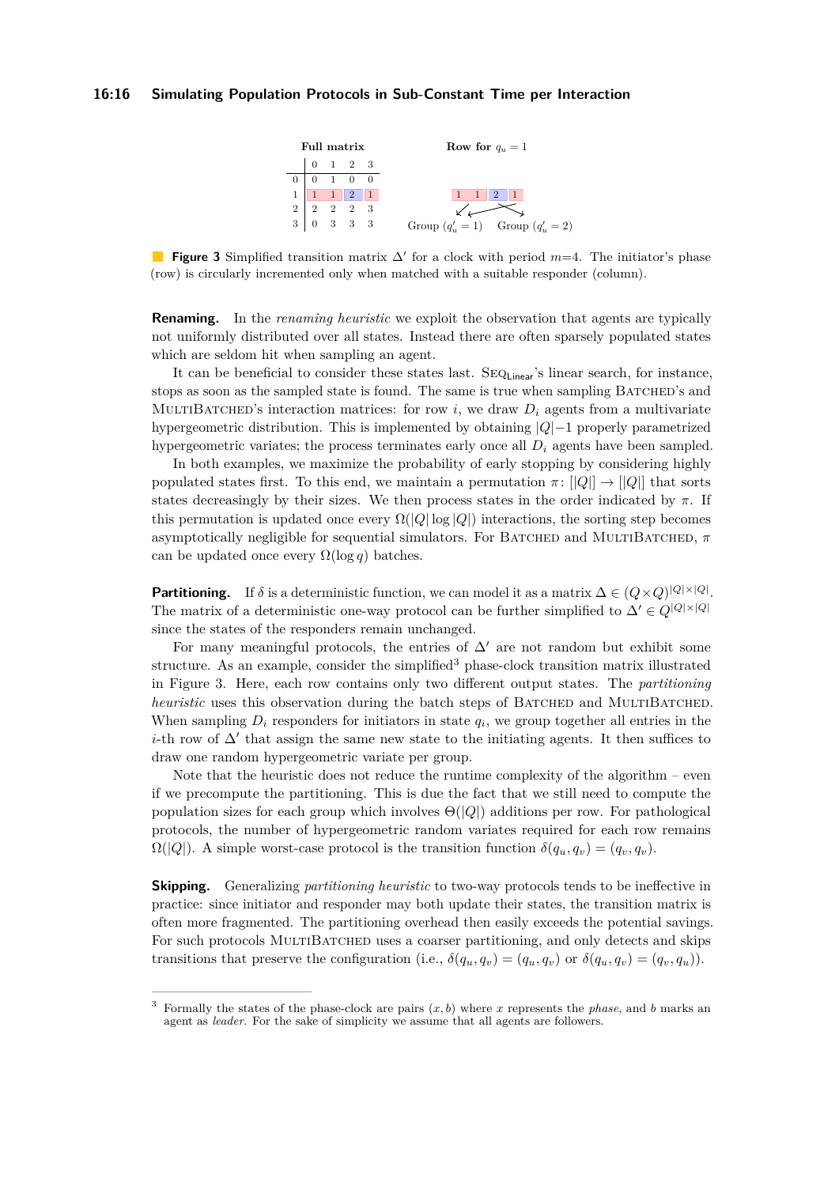**Full matrix**

|   | 0 | 1 | 2 | 3 |
|---|---|---|---|---|
| 0 | 0 | 1 | 0 | 0 |
| 1 | 1 | 1 | 2 | 1 |
| 2 | 2 | 2 | 2 | 3 |
| 3 | 0 | 3 | 3 | 3 |

**Row for $q_u = 1$**

| 1 | 1 | 2 | 1 |
|---|---|---|---|

Group ($q'_u = 1$) Group ($q'_u = 2$)

**Figure 3** Simplified transition matrix $\Delta'$ for a clock with period $m$=4. The initiator's phase (row) is circularly incremented only when matched with a suitable responder (column).

**Renaming.** In the *renaming heuristic* we exploit the observation that agents are typically not uniformly distributed over all states. Instead there are often sparsely populated states which are seldom hit when sampling an agent.

It can be beneficial to consider these states last. $\text{Seq}_{\text{Linear}}$'s linear search, for instance, stops as soon as the sampled state is found. The same is true when sampling Batched's and MultiBatched's interaction matrices: for row $i$, we draw $D_i$ agents from a multivariate hypergeometric distribution. This is implemented by obtaining $|Q|-1$ properly parametrized hypergeometric variates; the process terminates early once all $D_i$ agents have been sampled.

In both examples, we maximize the probability of early stopping by considering highly populated states first. To this end, we maintain a permutation $\pi \colon [|Q|] \to [|Q|]$ that sorts states decreasingly by their sizes. We then process states in the order indicated by $\pi$. If this permutation is updated once every $\Omega(|Q| \log |Q|)$ interactions, the sorting step becomes asymptotically negligible for sequential simulators. For Batched and MultiBatched, $\pi$ can be updated once every $\Omega(\log q)$ batches.

**Partitioning.** If $\delta$ is a deterministic function, we can model it as a matrix $\Delta \in (Q \times Q)^{|Q| \times |Q|}$. The matrix of a deterministic one-way protocol can be further simplified to $\Delta' \in Q^{|Q| \times |Q|}$ since the states of the responders remain unchanged.

For many meaningful protocols, the entries of $\Delta'$ are not random but exhibit some structure. As an example, consider the simplified[3] phase-clock transition matrix illustrated in Figure 3. Here, each row contains only two different output states. The *partitioning heuristic* uses this observation during the batch steps of Batched and MultiBatched. When sampling $D_i$ responders for initiators in state $q_i$, we group together all entries in the $i$-th row of $\Delta'$ that assign the same new state to the initiating agents. It then suffices to draw one random hypergeometric variate per group.

Note that the heuristic does not reduce the runtime complexity of the algorithm – even if we precompute the partitioning. This is due the fact that we still need to compute the population sizes for each group which involves $\Theta(|Q|)$ additions per row. For pathological protocols, the number of hypergeometric random variates required for each row remains $\Omega(|Q|)$. A simple worst-case protocol is the transition function $\delta(q_u, q_v) = (q_v, q_v)$.

**Skipping.** Generalizing *partitioning heuristic* to two-way protocols tends to be ineffective in practice: since initiator and responder may both update their states, the transition matrix is often more fragmented. The partitioning overhead then easily exceeds the potential savings. For such protocols MultiBatched uses a coarser partitioning, and only detects and skips transitions that preserve the configuration (i.e., $\delta(q_u, q_v) = (q_u, q_v)$ or $\delta(q_u, q_v) = (q_v, q_u)$).

[3] Formally the states of the phase-clock are pairs $(x, b)$ where $x$ represents the *phase*, and $b$ marks an agent as *leader*. For the sake of simplicity we assume that all agents are followers.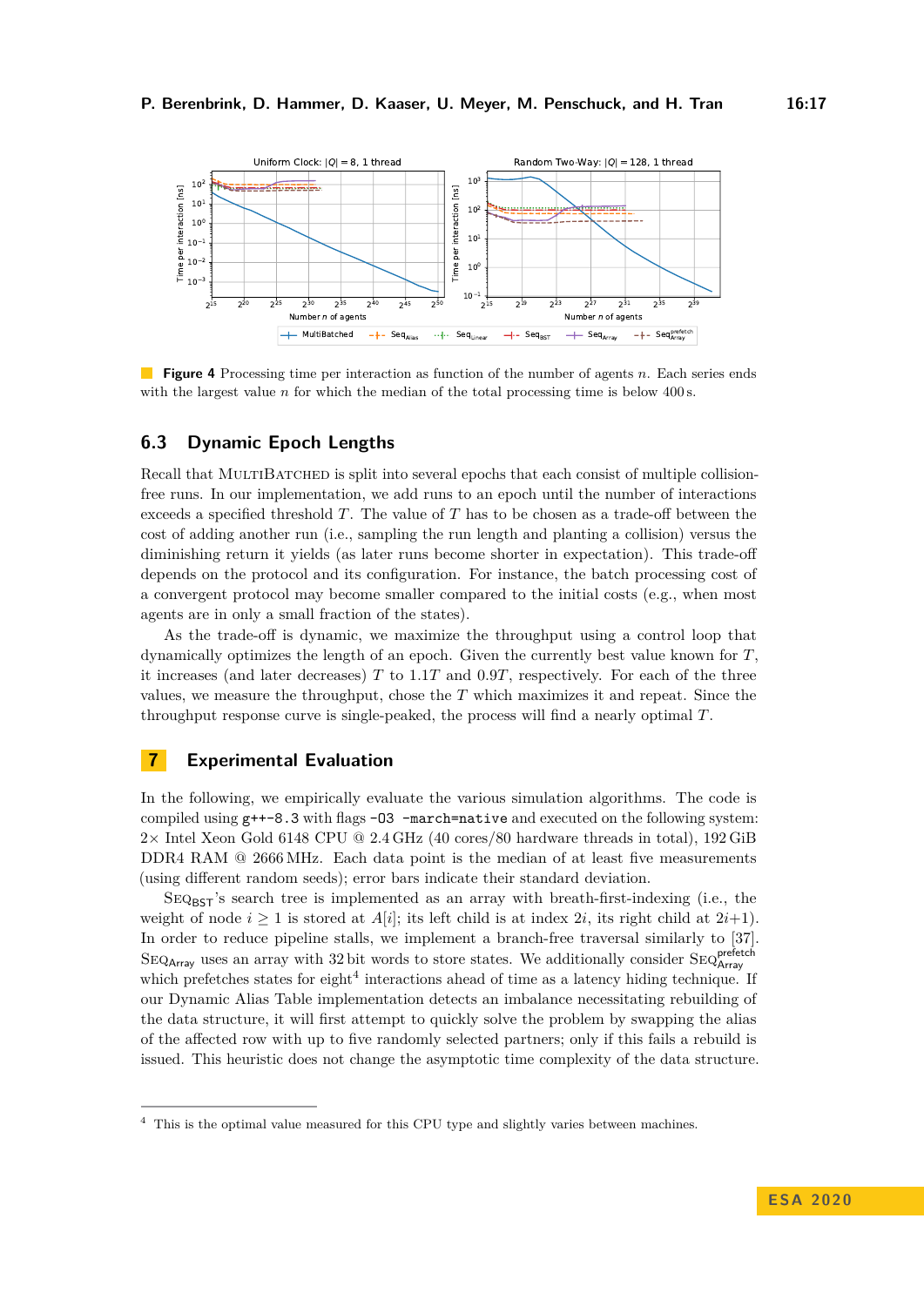**Figure 4** Processing time per interaction as function of the number of agents $n$. Each series ends with the largest value $n$ for which the median of the total processing time is below 400 s.

## 6.3 Dynamic Epoch Lengths

Recall that MultiBatched is split into several epochs that each consist of multiple collision-free runs. In our implementation, we add runs to an epoch until the number of interactions exceeds a specified threshold $T$. The value of $T$ has to be chosen as a trade-off between the cost of adding another run (i.e., sampling the run length and planting a collision) versus the diminishing return it yields (as later runs become shorter in expectation). This trade-off depends on the protocol and its configuration. For instance, the batch processing cost of a convergent protocol may become smaller compared to the initial costs (e.g., when most agents are in only a small fraction of the states).

As the trade-off is dynamic, we maximize the throughput using a control loop that dynamically optimizes the length of an epoch. Given the currently best value known for $T$, it increases (and later decreases) $T$ to $1.1T$ and $0.9T$, respectively. For each of the three values, we measure the throughput, chose the $T$ which maximizes it and repeat. Since the throughput response curve is single-peaked, the process will find a nearly optimal $T$.

# 7 Experimental Evaluation

In the following, we empirically evaluate the various simulation algorithms. The code is compiled using `g++-8.3` with flags `-O3 -march=native` and executed on the following system: 2× Intel Xeon Gold 6148 CPU @ 2.4 GHz (40 cores/80 hardware threads in total), 192 GiB DDR4 RAM @ 2666 MHz. Each data point is the median of at least five measurements (using different random seeds); error bars indicate their standard deviation.

$\text{Seq}_{\text{BST}}$'s search tree is implemented as an array with breath-first-indexing (i.e., the weight of node $i \geq 1$ is stored at $A[i]$; its left child is at index $2i$, its right child at $2i+1$). In order to reduce pipeline stalls, we implement a branch-free traversal similarly to [37]. $\text{Seq}_{\text{Array}}$ uses an array with 32 bit words to store states. We additionally consider $\text{Seq}_{\text{Array}}^{\text{prefetch}}$ which prefetches states for eight[4] interactions ahead of time as a latency hiding technique. If our Dynamic Alias Table implementation detects an imbalance necessitating rebuilding of the data structure, it will first attempt to quickly solve the problem by swapping the alias of the affected row with up to five randomly selected partners; only if this fails a rebuild is issued. This heuristic does not change the asymptotic time complexity of the data structure.

[4] This is the optimal value measured for this CPU type and slightly varies between machines.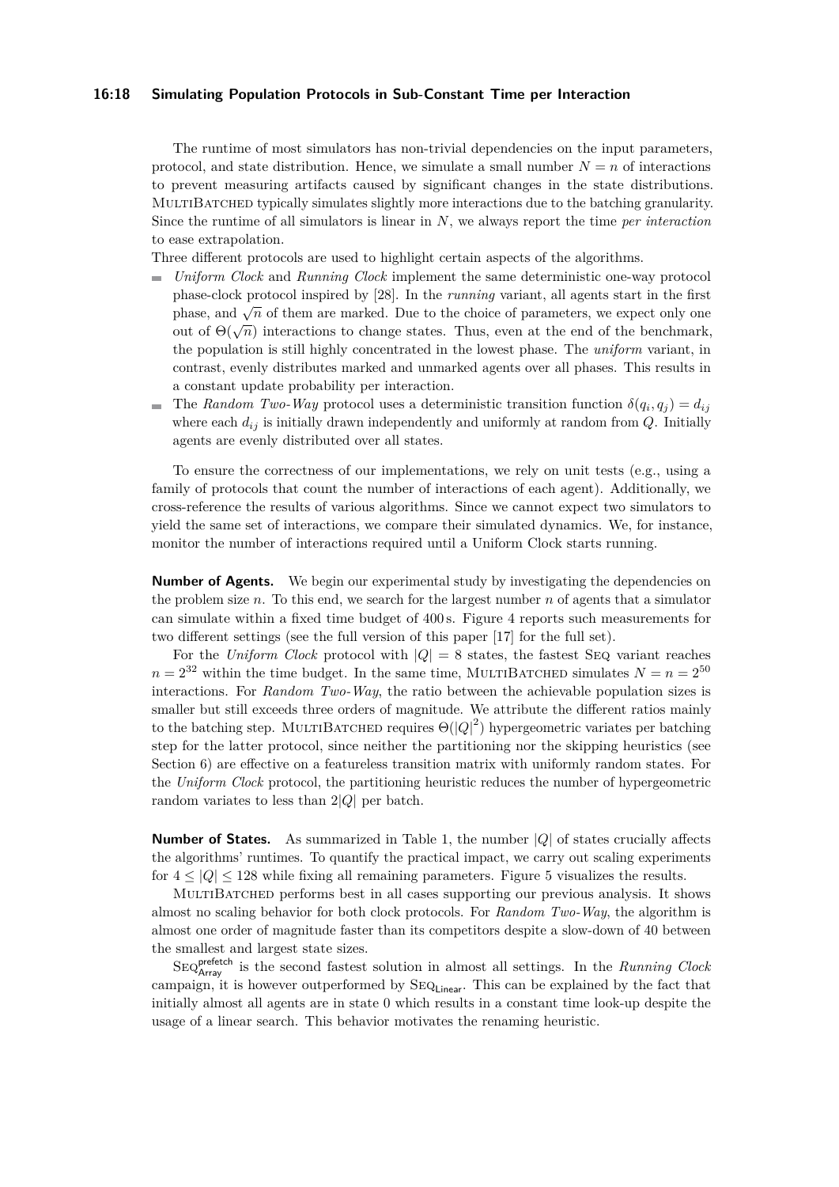The runtime of most simulators has non-trivial dependencies on the input parameters, protocol, and state distribution. Hence, we simulate a small number $N = n$ of interactions to prevent measuring artifacts caused by significant changes in the state distributions. MultiBatched typically simulates slightly more interactions due to the batching granularity. Since the runtime of all simulators is linear in $N$, we always report the time *per interaction* to ease extrapolation.

Three different protocols are used to highlight certain aspects of the algorithms.

- *Uniform Clock* and *Running Clock* implement the same deterministic one-way protocol phase-clock protocol inspired by [28]. In the *running* variant, all agents start in the first phase, and $\sqrt{n}$ of them are marked. Due to the choice of parameters, we expect only one out of $\Theta(\sqrt{n})$ interactions to change states. Thus, even at the end of the benchmark, the population is still highly concentrated in the lowest phase. The *uniform* variant, in contrast, evenly distributes marked and unmarked agents over all phases. This results in a constant update probability per interaction.
- The *Random Two-Way* protocol uses a deterministic transition function $\delta(q_i, q_j) = d_{ij}$ where each $d_{ij}$ is initially drawn independently and uniformly at random from $Q$. Initially agents are evenly distributed over all states.

To ensure the correctness of our implementations, we rely on unit tests (e.g., using a family of protocols that count the number of interactions of each agent). Additionally, we cross-reference the results of various algorithms. Since we cannot expect two simulators to yield the same set of interactions, we compare their simulated dynamics. We, for instance, monitor the number of interactions required until a Uniform Clock starts running.

**Number of Agents.** We begin our experimental study by investigating the dependencies on the problem size $n$. To this end, we search for the largest number $n$ of agents that a simulator can simulate within a fixed time budget of 400 s. Figure 4 reports such measurements for two different settings (see the full version of this paper [17] for the full set).

For the *Uniform Clock* protocol with $|Q| = 8$ states, the fastest Seq variant reaches $n = 2^{32}$ within the time budget. In the same time, MultiBatched simulates $N = n = 2^{50}$ interactions. For *Random Two-Way*, the ratio between the achievable population sizes is smaller but still exceeds three orders of magnitude. We attribute the different ratios mainly to the batching step. MultiBatched requires $\Theta(|Q|^2)$ hypergeometric variates per batching step for the latter protocol, since neither the partitioning nor the skipping heuristics (see Section 6) are effective on a featureless transition matrix with uniformly random states. For the *Uniform Clock* protocol, the partitioning heuristic reduces the number of hypergeometric random variates to less than $2|Q|$ per batch.

**Number of States.** As summarized in Table 1, the number $|Q|$ of states crucially affects the algorithms' runtimes. To quantify the practical impact, we carry out scaling experiments for $4 \leq |Q| \leq 128$ while fixing all remaining parameters. Figure 5 visualizes the results.

MultiBatched performs best in all cases supporting our previous analysis. It shows almost no scaling behavior for both clock protocols. For *Random Two-Way*, the algorithm is almost one order of magnitude faster than its competitors despite a slow-down of 40 between the smallest and largest state sizes.

$\text{Seq}^{\text{prefetch}}_{\text{Array}}$ is the second fastest solution in almost all settings. In the *Running Clock* campaign, it is however outperformed by $\text{Seq}_{\text{Linear}}$. This can be explained by the fact that initially almost all agents are in state 0 which results in a constant time look-up despite the usage of a linear search. This behavior motivates the renaming heuristic.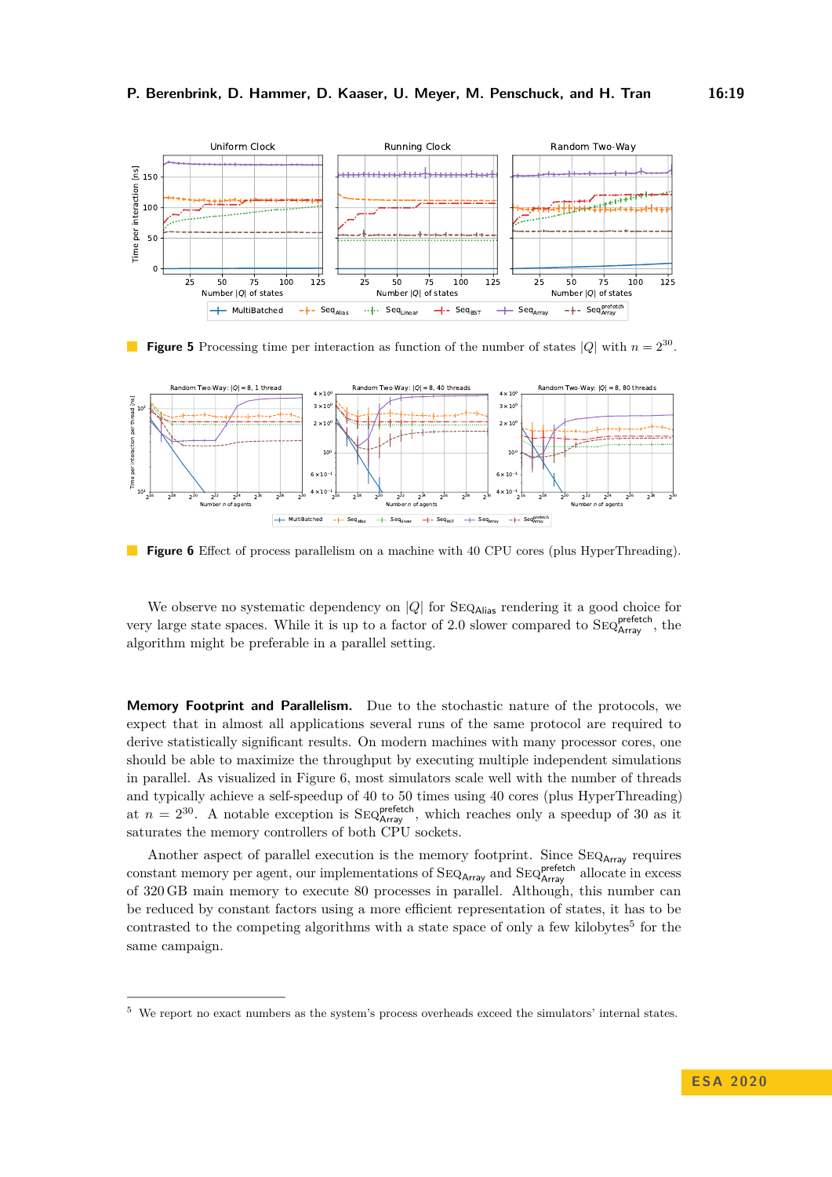**Figure 5** Processing time per interaction as function of the number of states $|Q|$ with $n = 2^{30}$.

**Figure 6** Effect of process parallelism on a machine with 40 CPU cores (plus HyperThreading).

We observe no systematic dependency on $|Q|$ for $\text{Seq}_{\text{Alias}}$ rendering it a good choice for very large state spaces. While it is up to a factor of 2.0 slower compared to $\text{Seq}^{\text{prefetch}}_{\text{Array}}$, the algorithm might be preferable in a parallel setting.

**Memory Footprint and Parallelism.** Due to the stochastic nature of the protocols, we expect that in almost all applications several runs of the same protocol are required to derive statistically significant results. On modern machines with many processor cores, one should be able to maximize the throughput by executing multiple independent simulations in parallel. As visualized in Figure 6, most simulators scale well with the number of threads and typically achieve a self-speedup of 40 to 50 times using 40 cores (plus HyperThreading) at $n = 2^{30}$. A notable exception is $\text{Seq}^{\text{prefetch}}_{\text{Array}}$, which reaches only a speedup of 30 as it saturates the memory controllers of both CPU sockets.

Another aspect of parallel execution is the memory footprint. Since $\text{Seq}_{\text{Array}}$ requires constant memory per agent, our implementations of $\text{Seq}_{\text{Array}}$ and $\text{Seq}^{\text{prefetch}}_{\text{Array}}$ allocate in excess of 320 GB main memory to execute 80 processes in parallel. Although, this number can be reduced by constant factors using a more efficient representation of states, it has to be contrasted to the competing algorithms with a state space of only a few kilobytes[5] for the same campaign.

[5] We report no exact numbers as the system's process overheads exceed the simulators' internal states.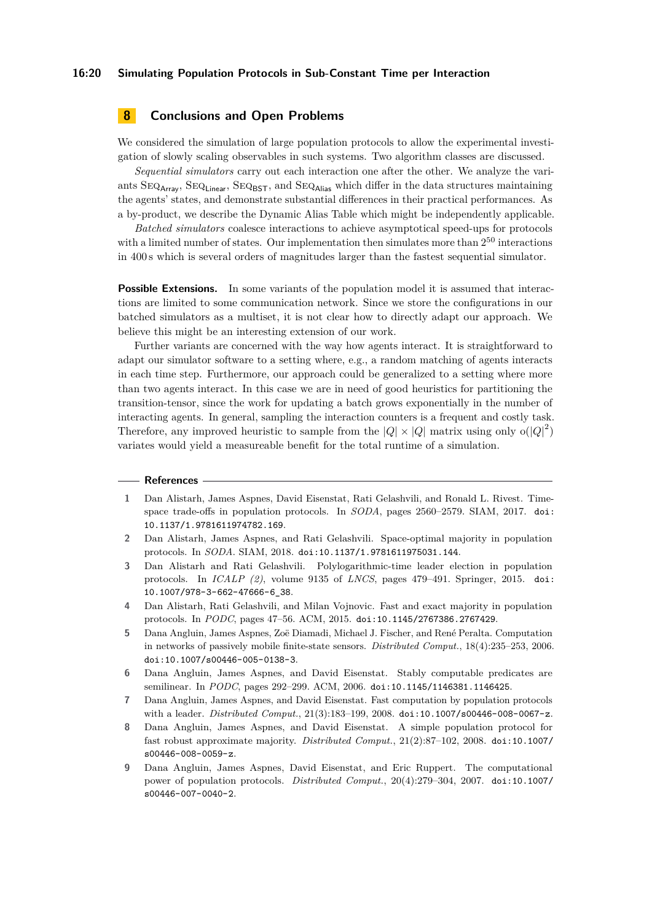## 8 Conclusions and Open Problems

We considered the simulation of large population protocols to allow the experimental investigation of slowly scaling observables in such systems. Two algorithm classes are discussed.

*Sequential simulators* carry out each interaction one after the other. We analyze the variants $\textsc{Seq}_{\mathsf{Array}}$, $\textsc{Seq}_{\mathsf{Linear}}$, $\textsc{Seq}_{\mathsf{BST}}$, and $\textsc{Seq}_{\mathsf{Alias}}$ which differ in the data structures maintaining the agents' states, and demonstrate substantial differences in their practical performances. As a by-product, we describe the Dynamic Alias Table which might be independently applicable.

*Batched simulators* coalesce interactions to achieve asymptotical speed-ups for protocols with a limited number of states. Our implementation then simulates more than $2^{50}$ interactions in 400 s which is several orders of magnitudes larger than the fastest sequential simulator.

**Possible Extensions.** In some variants of the population model it is assumed that interactions are limited to some communication network. Since we store the configurations in our batched simulators as a multiset, it is not clear how to directly adapt our approach. We believe this might be an interesting extension of our work.

Further variants are concerned with the way how agents interact. It is straightforward to adapt our simulator software to a setting where, e.g., a random matching of agents interacts in each time step. Furthermore, our approach could be generalized to a setting where more than two agents interact. In this case we are in need of good heuristics for partitioning the transition-tensor, since the work for updating a batch grows exponentially in the number of interacting agents. In general, sampling the interaction counters is a frequent and costly task. Therefore, any improved heuristic to sample from the $|Q| \times |Q|$ matrix using only $o(|Q|^2)$ variates would yield a measureable benefit for the total runtime of a simulation.

## References

1. Dan Alistarh, James Aspnes, David Eisenstat, Rati Gelashvili, and Ronald L. Rivest. Time-space trade-offs in population protocols. In *SODA*, pages 2560–2579. SIAM, 2017. doi:10.1137/1.9781611974782.169.
2. Dan Alistarh, James Aspnes, and Rati Gelashvili. Space-optimal majority in population protocols. In *SODA*. SIAM, 2018. doi:10.1137/1.9781611975031.144.
3. Dan Alistarh and Rati Gelashvili. Polylogarithmic-time leader election in population protocols. In *ICALP (2)*, volume 9135 of *LNCS*, pages 479–491. Springer, 2015. doi:10.1007/978-3-662-47666-6_38.
4. Dan Alistarh, Rati Gelashvili, and Milan Vojnovic. Fast and exact majority in population protocols. In *PODC*, pages 47–56. ACM, 2015. doi:10.1145/2767386.2767429.
5. Dana Angluin, James Aspnes, Zoë Diamadi, Michael J. Fischer, and René Peralta. Computation in networks of passively mobile finite-state sensors. *Distributed Comput.*, 18(4):235–253, 2006. doi:10.1007/s00446-005-0138-3.
6. Dana Angluin, James Aspnes, and David Eisenstat. Stably computable predicates are semilinear. In *PODC*, pages 292–299. ACM, 2006. doi:10.1145/1146381.1146425.
7. Dana Angluin, James Aspnes, and David Eisenstat. Fast computation by population protocols with a leader. *Distributed Comput.*, 21(3):183–199, 2008. doi:10.1007/s00446-008-0067-z.
8. Dana Angluin, James Aspnes, and David Eisenstat. A simple population protocol for fast robust approximate majority. *Distributed Comput.*, 21(2):87–102, 2008. doi:10.1007/s00446-008-0059-z.
9. Dana Angluin, James Aspnes, David Eisenstat, and Eric Ruppert. The computational power of population protocols. *Distributed Comput.*, 20(4):279–304, 2007. doi:10.1007/s00446-007-0040-2.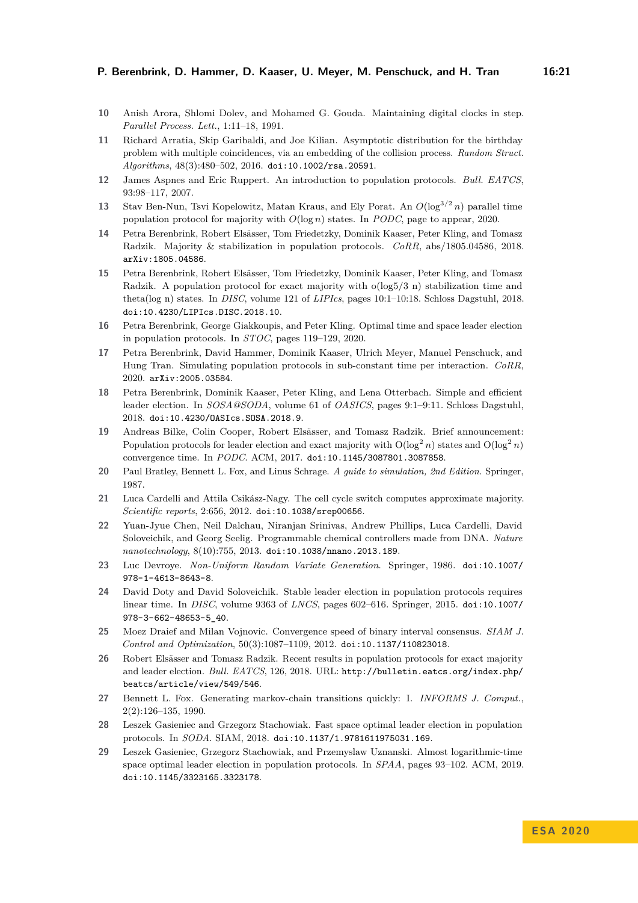10 Anish Arora, Shlomi Dolev, and Mohamed G. Gouda. Maintaining digital clocks in step. *Parallel Process. Lett.*, 1:11–18, 1991.

11 Richard Arratia, Skip Garibaldi, and Joe Kilian. Asymptotic distribution for the birthday problem with multiple coincidences, via an embedding of the collision process. *Random Struct. Algorithms*, 48(3):480–502, 2016. doi:10.1002/rsa.20591.

12 James Aspnes and Eric Ruppert. An introduction to population protocols. *Bull. EATCS*, 93:98–117, 2007.

13 Stav Ben-Nun, Tsvi Kopelowitz, Matan Kraus, and Ely Porat. An $O(\log^{3/2} n)$ parallel time population protocol for majority with $O(\log n)$ states. In *PODC*, page to appear, 2020.

14 Petra Berenbrink, Robert Elsässer, Tom Friedetzky, Dominik Kaaser, Peter Kling, and Tomasz Radzik. Majority & stabilization in population protocols. *CoRR*, abs/1805.04586, 2018. arXiv:1805.04586.

15 Petra Berenbrink, Robert Elsässer, Tom Friedetzky, Dominik Kaaser, Peter Kling, and Tomasz Radzik. A population protocol for exact majority with o(log5/3 n) stabilization time and theta(log n) states. In *DISC*, volume 121 of *LIPIcs*, pages 10:1–10:18. Schloss Dagstuhl, 2018. doi:10.4230/LIPIcs.DISC.2018.10.

16 Petra Berenbrink, George Giakkoupis, and Peter Kling. Optimal time and space leader election in population protocols. In *STOC*, pages 119–129, 2020.

17 Petra Berenbrink, David Hammer, Dominik Kaaser, Ulrich Meyer, Manuel Penschuck, and Hung Tran. Simulating population protocols in sub-constant time per interaction. *CoRR*, 2020. arXiv:2005.03584.

18 Petra Berenbrink, Dominik Kaaser, Peter Kling, and Lena Otterbach. Simple and efficient leader election. In *SOSA@SODA*, volume 61 of *OASICS*, pages 9:1–9:11. Schloss Dagstuhl, 2018. doi:10.4230/OASIcs.SOSA.2018.9.

19 Andreas Bilke, Colin Cooper, Robert Elsässer, and Tomasz Radzik. Brief announcement: Population protocols for leader election and exact majority with $O(\log^2 n)$ states and $O(\log^2 n)$ convergence time. In *PODC*. ACM, 2017. doi:10.1145/3087801.3087858.

20 Paul Bratley, Bennett L. Fox, and Linus Schrage. *A guide to simulation, 2nd Edition*. Springer, 1987.

21 Luca Cardelli and Attila Csikász-Nagy. The cell cycle switch computes approximate majority. *Scientific reports*, 2:656, 2012. doi:10.1038/srep00656.

22 Yuan-Jyue Chen, Neil Dalchau, Niranjan Srinivas, Andrew Phillips, Luca Cardelli, David Soloveichik, and Georg Seelig. Programmable chemical controllers made from DNA. *Nature nanotechnology*, 8(10):755, 2013. doi:10.1038/nnano.2013.189.

23 Luc Devroye. *Non-Uniform Random Variate Generation*. Springer, 1986. doi:10.1007/978-1-4613-8643-8.

24 David Doty and David Soloveichik. Stable leader election in population protocols requires linear time. In *DISC*, volume 9363 of *LNCS*, pages 602–616. Springer, 2015. doi:10.1007/978-3-662-48653-5_40.

25 Moez Draief and Milan Vojnovic. Convergence speed of binary interval consensus. *SIAM J. Control and Optimization*, 50(3):1087–1109, 2012. doi:10.1137/110823018.

26 Robert Elsässer and Tomasz Radzik. Recent results in population protocols for exact majority and leader election. *Bull. EATCS*, 126, 2018. URL: http://bulletin.eatcs.org/index.php/beatcs/article/view/549/546.

27 Bennett L. Fox. Generating markov-chain transitions quickly: I. *INFORMS J. Comput.*, 2(2):126–135, 1990.

28 Leszek Gasieniec and Grzegorz Stachowiak. Fast space optimal leader election in population protocols. In *SODA*. SIAM, 2018. doi:10.1137/1.9781611975031.169.

29 Leszek Gasieniec, Grzegorz Stachowiak, and Przemyslaw Uznanski. Almost logarithmic-time space optimal leader election in population protocols. In *SPAA*, pages 93–102. ACM, 2019. doi:10.1145/3323165.3323178.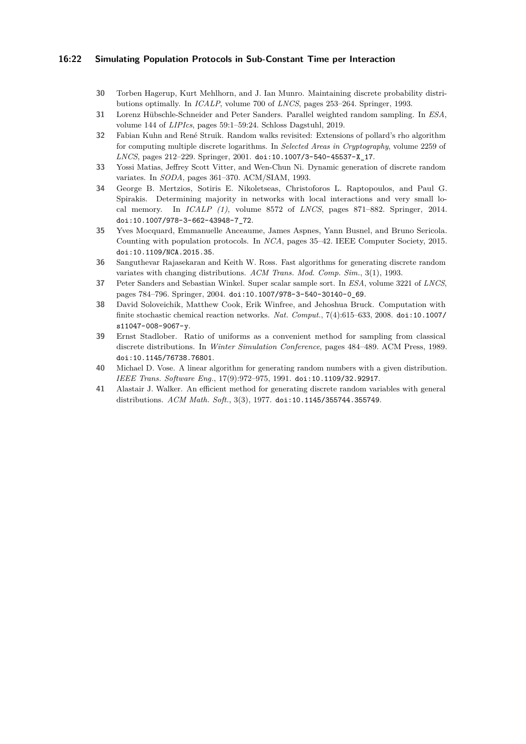30 Torben Hagerup, Kurt Mehlhorn, and J. Ian Munro. Maintaining discrete probability distributions optimally. In *ICALP*, volume 700 of *LNCS*, pages 253–264. Springer, 1993.

31 Lorenz Hübschle-Schneider and Peter Sanders. Parallel weighted random sampling. In *ESA*, volume 144 of *LIPIcs*, pages 59:1–59:24. Schloss Dagstuhl, 2019.

32 Fabian Kuhn and René Struik. Random walks revisited: Extensions of pollard's rho algorithm for computing multiple discrete logarithms. In *Selected Areas in Cryptography*, volume 2259 of *LNCS*, pages 212–229. Springer, 2001. doi:10.1007/3-540-45537-X_17.

33 Yossi Matias, Jeffrey Scott Vitter, and Wen-Chun Ni. Dynamic generation of discrete random variates. In *SODA*, pages 361–370. ACM/SIAM, 1993.

34 George B. Mertzios, Sotiris E. Nikoletseas, Christoforos L. Raptopoulos, and Paul G. Spirakis. Determining majority in networks with local interactions and very small local memory. In *ICALP (1)*, volume 8572 of *LNCS*, pages 871–882. Springer, 2014. doi:10.1007/978-3-662-43948-7_72.

35 Yves Mocquard, Emmanuelle Anceaume, James Aspnes, Yann Busnel, and Bruno Sericola. Counting with population protocols. In *NCA*, pages 35–42. IEEE Computer Society, 2015. doi:10.1109/NCA.2015.35.

36 Sanguthevar Rajasekaran and Keith W. Ross. Fast algorithms for generating discrete random variates with changing distributions. *ACM Trans. Mod. Comp. Sim.*, 3(1), 1993.

37 Peter Sanders and Sebastian Winkel. Super scalar sample sort. In *ESA*, volume 3221 of *LNCS*, pages 784–796. Springer, 2004. doi:10.1007/978-3-540-30140-0_69.

38 David Soloveichik, Matthew Cook, Erik Winfree, and Jehoshua Bruck. Computation with finite stochastic chemical reaction networks. *Nat. Comput.*, 7(4):615–633, 2008. doi:10.1007/s11047-008-9067-y.

39 Ernst Stadlober. Ratio of uniforms as a convenient method for sampling from classical discrete distributions. In *Winter Simulation Conference*, pages 484–489. ACM Press, 1989. doi:10.1145/76738.76801.

40 Michael D. Vose. A linear algorithm for generating random numbers with a given distribution. *IEEE Trans. Software Eng.*, 17(9):972–975, 1991. doi:10.1109/32.92917.

41 Alastair J. Walker. An efficient method for generating discrete random variables with general distributions. *ACM Math. Soft.*, 3(3), 1977. doi:10.1145/355744.355749.